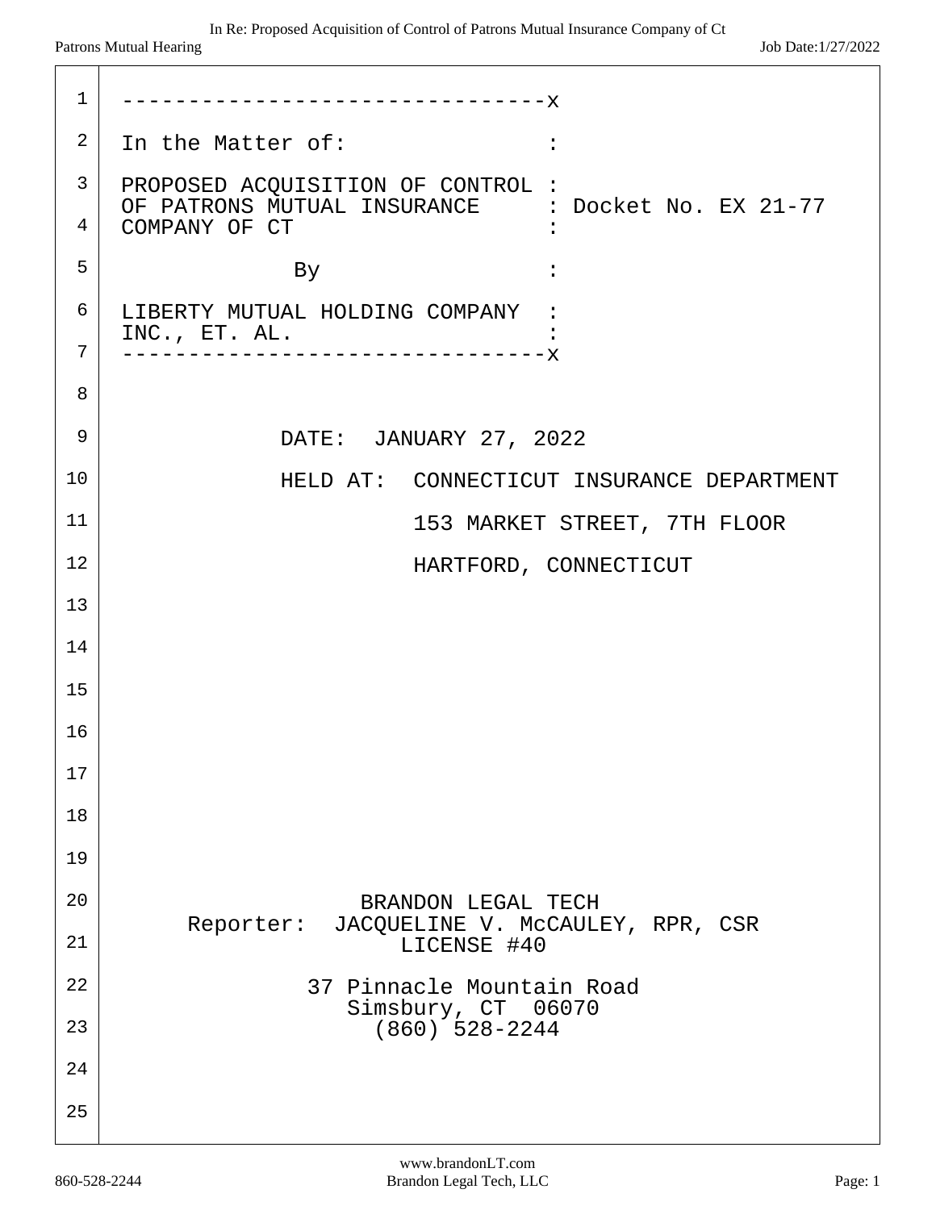```
--------------------------------x
In the Matter of:              :
                               :
PROPOSED ACQUISITION OF CONTROL :
OF PATRONS MUTUAL INSURANCE    : Docket No. EX 21-77
COMPANY OF CT                  :
                               :
            By                 :
                               :
LIBERTY MUTUAL HOLDING COMPANY :
INC., ET. AL.                  :
--------------------------------x
```

DATE: JANUARY 27, 2022

HELD AT: CONNECTICUT INSURANCE DEPARTMENT
153 MARKET STREET, 7TH FLOOR
HARTFORD, CONNECTICUT

BRANDON LEGAL TECH
Reporter: JACQUELINE V. McCAULEY, RPR, CSR
LICENSE #40

37 Pinnacle Mountain Road
Simsbury, CT 06070
(860) 528-2244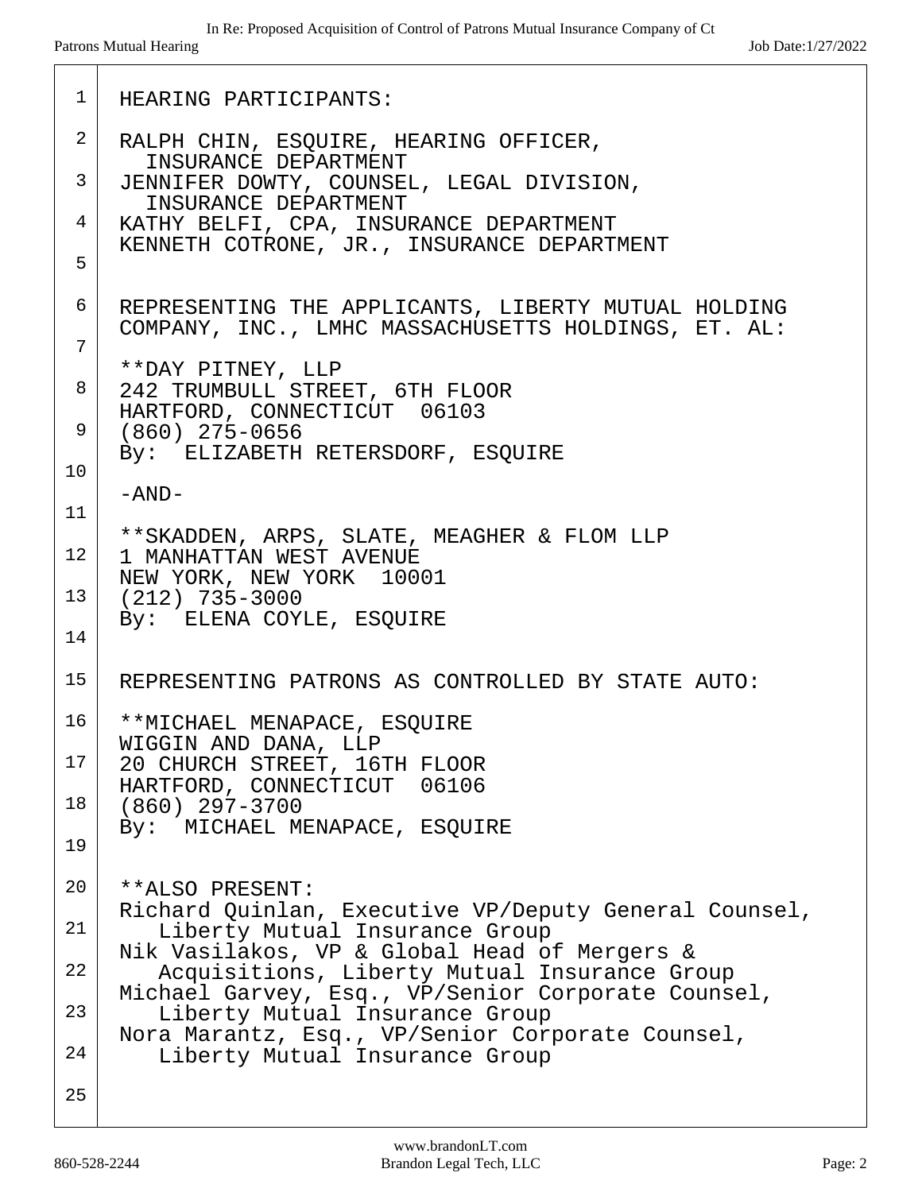HEARING PARTICIPANTS:

RALPH CHIN, ESQUIRE, HEARING OFFICER,
  INSURANCE DEPARTMENT
JENNIFER DOWTY, COUNSEL, LEGAL DIVISION,
  INSURANCE DEPARTMENT
KATHY BELFI, CPA, INSURANCE DEPARTMENT
KENNETH COTRONE, JR., INSURANCE DEPARTMENT

REPRESENTING THE APPLICANTS, LIBERTY MUTUAL HOLDING COMPANY, INC., LMHC MASSACHUSETTS HOLDINGS, ET. AL:

**DAY PITNEY, LLP
242 TRUMBULL STREET, 6TH FLOOR
HARTFORD, CONNECTICUT 06103
(860) 275-0656
By: ELIZABETH RETERSDORF, ESQUIRE

-AND-

**SKADDEN, ARPS, SLATE, MEAGHER & FLOM LLP
1 MANHATTAN WEST AVENUE
NEW YORK, NEW YORK 10001
(212) 735-3000
By: ELENA COYLE, ESQUIRE

REPRESENTING PATRONS AS CONTROLLED BY STATE AUTO:

**MICHAEL MENAPACE, ESQUIRE
WIGGIN AND DANA, LLP
20 CHURCH STREET, 16TH FLOOR
HARTFORD, CONNECTICUT 06106
(860) 297-3700
By: MICHAEL MENAPACE, ESQUIRE

**ALSO PRESENT:
Richard Quinlan, Executive VP/Deputy General Counsel,
  Liberty Mutual Insurance Group
Nik Vasilakos, VP & Global Head of Mergers &
  Acquisitions, Liberty Mutual Insurance Group
Michael Garvey, Esq., VP/Senior Corporate Counsel,
  Liberty Mutual Insurance Group
Nora Marantz, Esq., VP/Senior Corporate Counsel,
  Liberty Mutual Insurance Group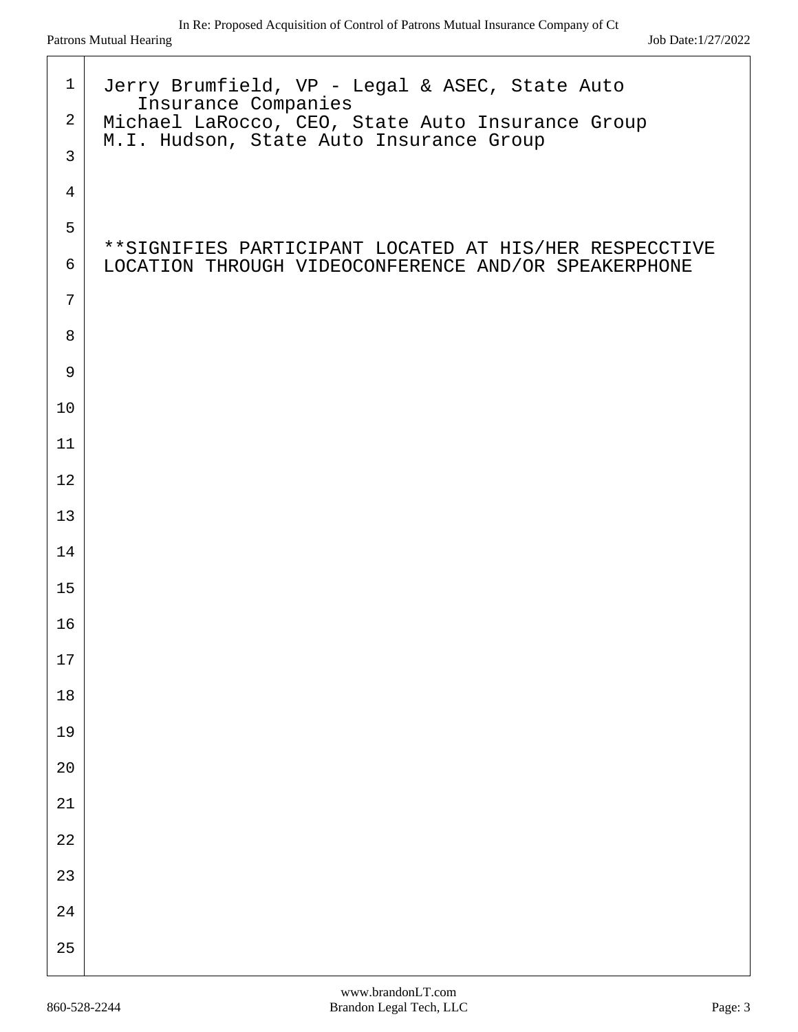Jerry Brumfield, VP - Legal & ASEC, State Auto Insurance Companies
Michael LaRocco, CEO, State Auto Insurance Group
M.I. Hudson, State Auto Insurance Group

**SIGNIFIES PARTICIPANT LOCATED AT HIS/HER RESPECCTIVE LOCATION THROUGH VIDEOCONFERENCE AND/OR SPEAKERPHONE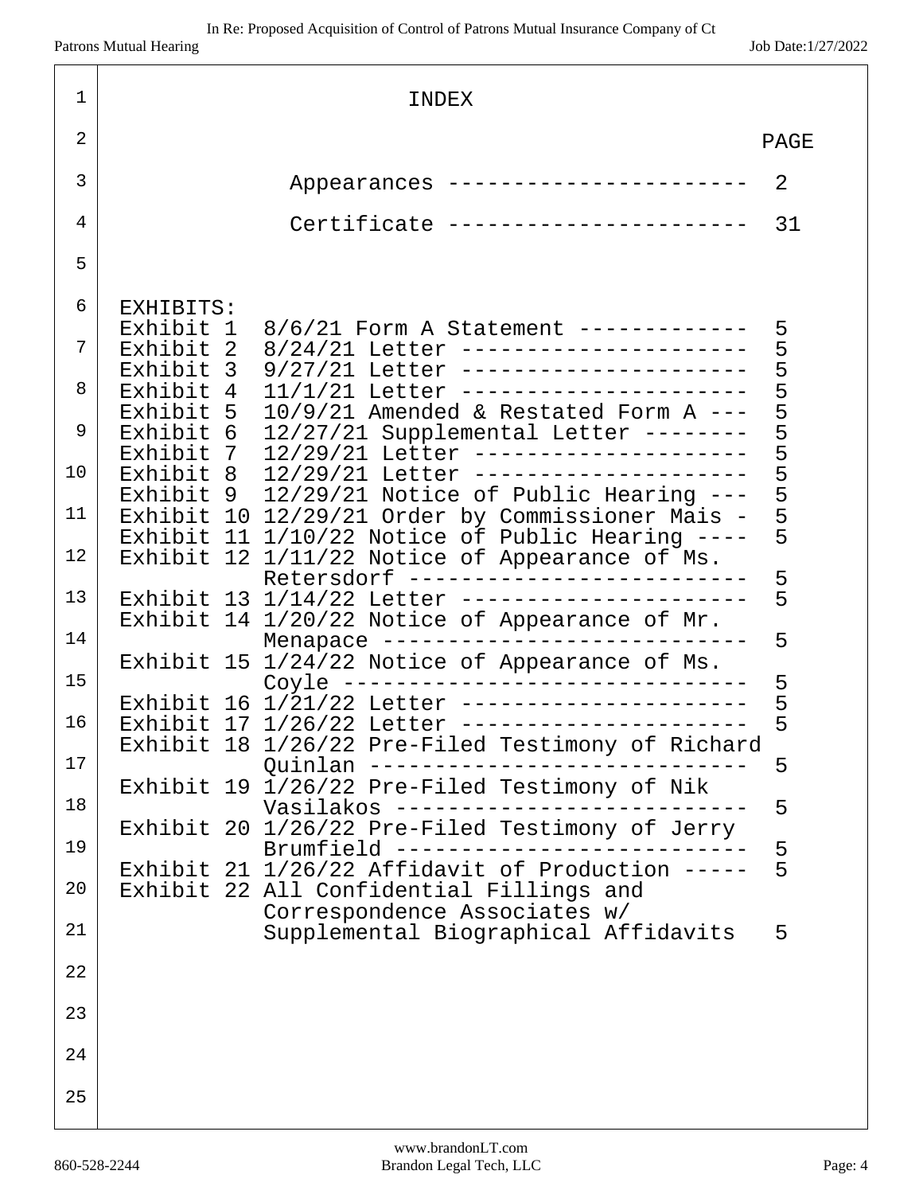# INDEX

| | PAGE |
|---|---|
| Appearances | 2 |
| Certificate | 31 |

EXHIBITS:

| Exhibit | Description | Page |
|---|---|---|
| Exhibit 1 | 8/6/21 Form A Statement | 5 |
| Exhibit 2 | 8/24/21 Letter | 5 |
| Exhibit 3 | 9/27/21 Letter | 5 |
| Exhibit 4 | 11/1/21 Letter | 5 |
| Exhibit 5 | 10/9/21 Amended & Restated Form A | 5 |
| Exhibit 6 | 12/27/21 Supplemental Letter | 5 |
| Exhibit 7 | 12/29/21 Letter | 5 |
| Exhibit 8 | 12/29/21 Letter | 5 |
| Exhibit 9 | 12/29/21 Notice of Public Hearing | 5 |
| Exhibit 10 | 12/29/21 Order by Commissioner Mais | 5 |
| Exhibit 11 | 1/10/22 Notice of Public Hearing | 5 |
| Exhibit 12 | 1/11/22 Notice of Appearance of Ms. Retersdorf | 5 |
| Exhibit 13 | 1/14/22 Letter | 5 |
| Exhibit 14 | 1/20/22 Notice of Appearance of Mr. Menapace | 5 |
| Exhibit 15 | 1/24/22 Notice of Appearance of Ms. Coyle | 5 |
| Exhibit 16 | 1/21/22 Letter | 5 |
| Exhibit 17 | 1/26/22 Letter | 5 |
| Exhibit 18 | 1/26/22 Pre-Filed Testimony of Richard Quinlan | 5 |
| Exhibit 19 | 1/26/22 Pre-Filed Testimony of Nik Vasilakos | 5 |
| Exhibit 20 | 1/26/22 Pre-Filed Testimony of Jerry Brumfield | 5 |
| Exhibit 21 | 1/26/22 Affidavit of Production | 5 |
| Exhibit 22 | All Confidential Fillings and Correspondence Associates w/ Supplemental Biographical Affidavits | 5 |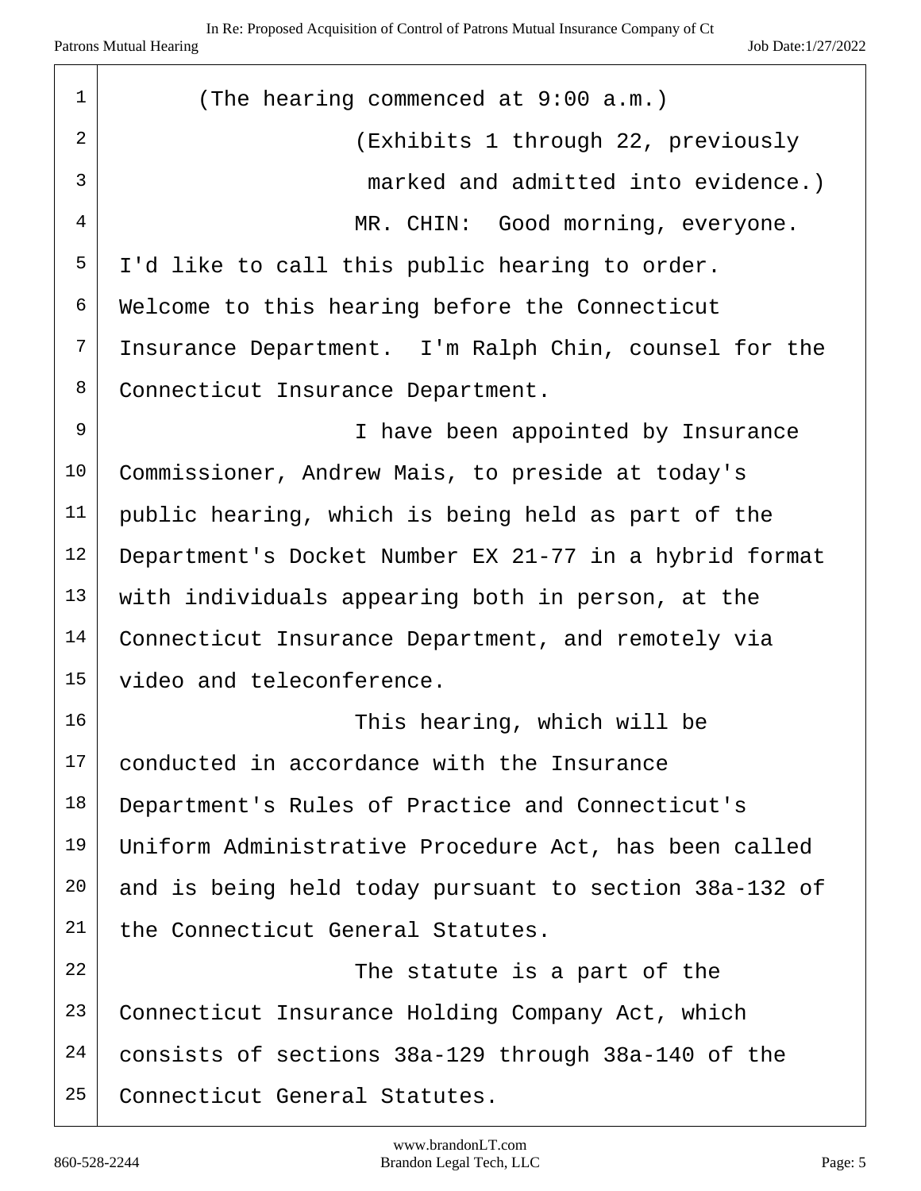(The hearing commenced at 9:00 a.m.)

(Exhibits 1 through 22, previously marked and admitted into evidence.)

MR. CHIN: Good morning, everyone. I'd like to call this public hearing to order. Welcome to this hearing before the Connecticut Insurance Department. I'm Ralph Chin, counsel for the Connecticut Insurance Department.

I have been appointed by Insurance Commissioner, Andrew Mais, to preside at today's public hearing, which is being held as part of the Department's Docket Number EX 21-77 in a hybrid format with individuals appearing both in person, at the Connecticut Insurance Department, and remotely via video and teleconference.

This hearing, which will be conducted in accordance with the Insurance Department's Rules of Practice and Connecticut's Uniform Administrative Procedure Act, has been called and is being held today pursuant to section 38a-132 of the Connecticut General Statutes.

The statute is a part of the Connecticut Insurance Holding Company Act, which consists of sections 38a-129 through 38a-140 of the Connecticut General Statutes.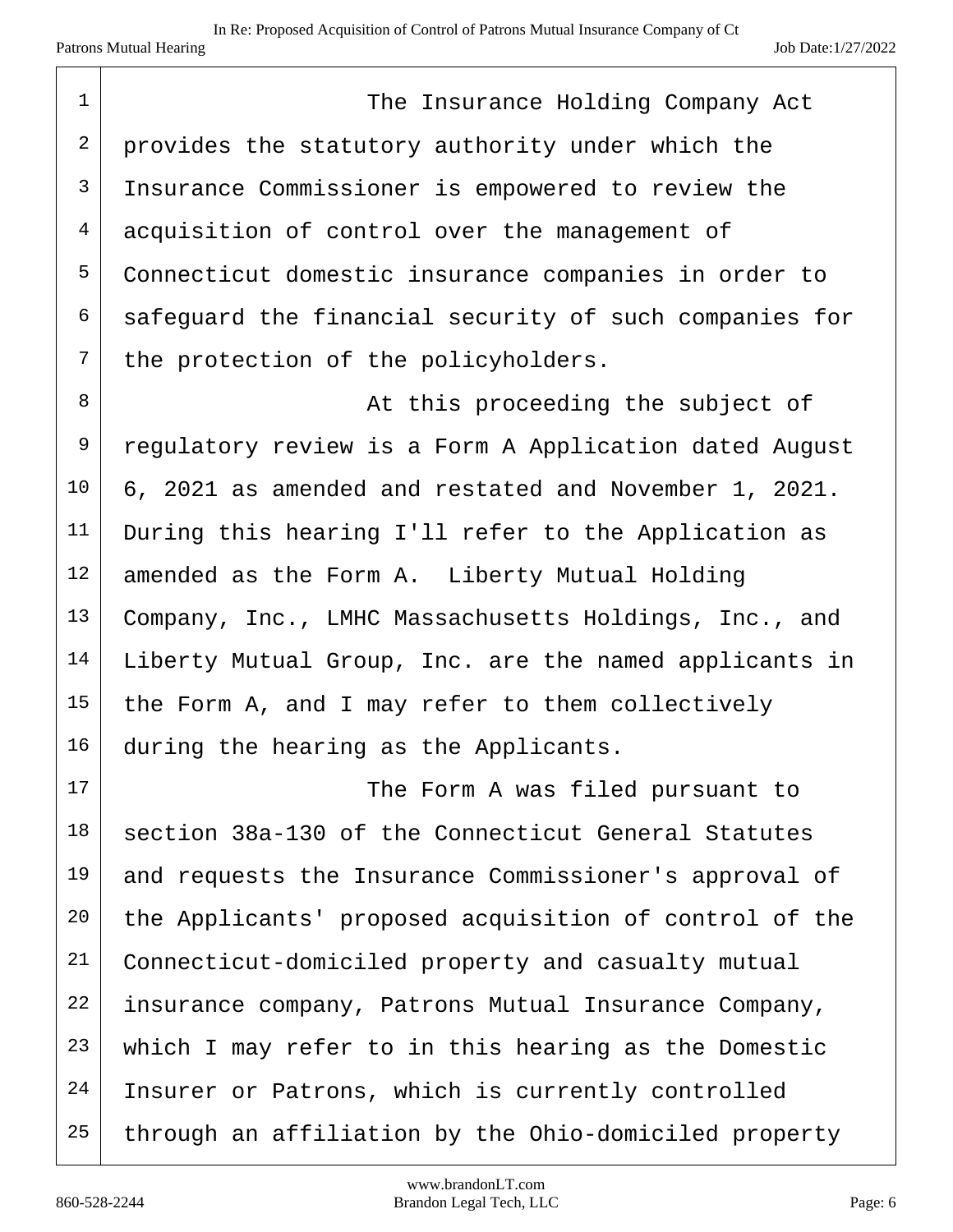The Insurance Holding Company Act provides the statutory authority under which the Insurance Commissioner is empowered to review the acquisition of control over the management of Connecticut domestic insurance companies in order to safeguard the financial security of such companies for the protection of the policyholders.

At this proceeding the subject of regulatory review is a Form A Application dated August 6, 2021 as amended and restated and November 1, 2021. During this hearing I'll refer to the Application as amended as the Form A. Liberty Mutual Holding Company, Inc., LMHC Massachusetts Holdings, Inc., and Liberty Mutual Group, Inc. are the named applicants in the Form A, and I may refer to them collectively during the hearing as the Applicants.

The Form A was filed pursuant to section 38a-130 of the Connecticut General Statutes and requests the Insurance Commissioner's approval of the Applicants' proposed acquisition of control of the Connecticut-domiciled property and casualty mutual insurance company, Patrons Mutual Insurance Company, which I may refer to in this hearing as the Domestic Insurer or Patrons, which is currently controlled through an affiliation by the Ohio-domiciled property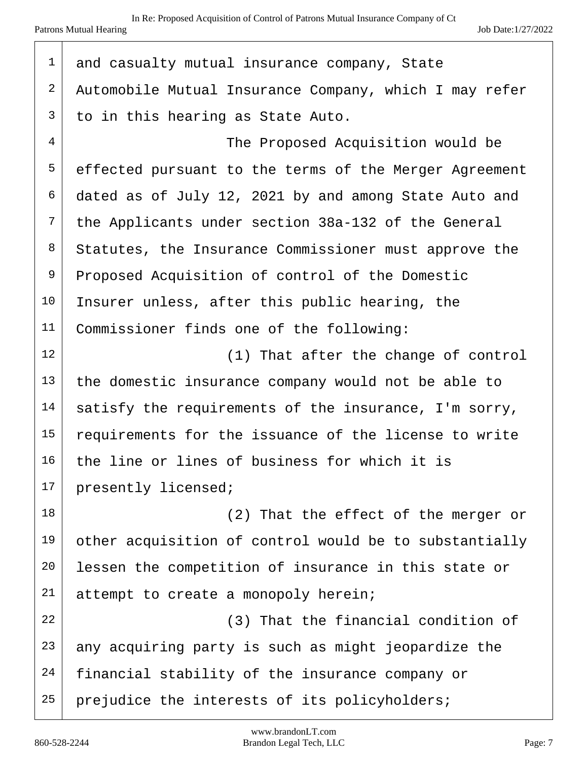and casualty mutual insurance company, State Automobile Mutual Insurance Company, which I may refer to in this hearing as State Auto.

The Proposed Acquisition would be effected pursuant to the terms of the Merger Agreement dated as of July 12, 2021 by and among State Auto and the Applicants under section 38a-132 of the General Statutes, the Insurance Commissioner must approve the Proposed Acquisition of control of the Domestic Insurer unless, after this public hearing, the Commissioner finds one of the following:

(1) That after the change of control the domestic insurance company would not be able to satisfy the requirements of the insurance, I'm sorry, requirements for the issuance of the license to write the line or lines of business for which it is presently licensed;

(2) That the effect of the merger or other acquisition of control would be to substantially lessen the competition of insurance in this state or attempt to create a monopoly herein;

(3) That the financial condition of any acquiring party is such as might jeopardize the financial stability of the insurance company or prejudice the interests of its policyholders;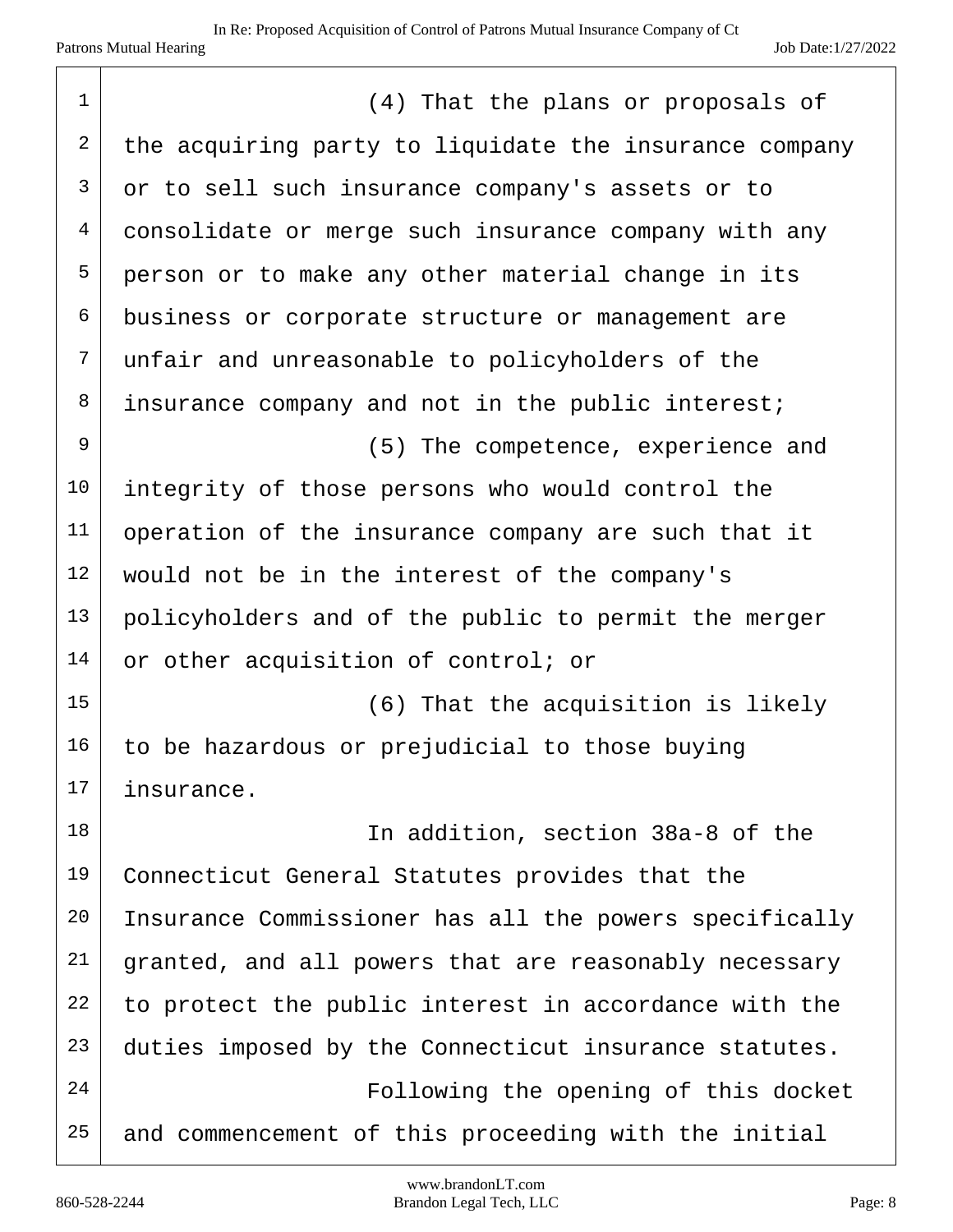(4) That the plans or proposals of the acquiring party to liquidate the insurance company or to sell such insurance company's assets or to consolidate or merge such insurance company with any person or to make any other material change in its business or corporate structure or management are unfair and unreasonable to policyholders of the insurance company and not in the public interest;

(5) The competence, experience and integrity of those persons who would control the operation of the insurance company are such that it would not be in the interest of the company's policyholders and of the public to permit the merger or other acquisition of control; or

(6) That the acquisition is likely to be hazardous or prejudicial to those buying insurance.

In addition, section 38a-8 of the Connecticut General Statutes provides that the Insurance Commissioner has all the powers specifically granted, and all powers that are reasonably necessary to protect the public interest in accordance with the duties imposed by the Connecticut insurance statutes.

Following the opening of this docket and commencement of this proceeding with the initial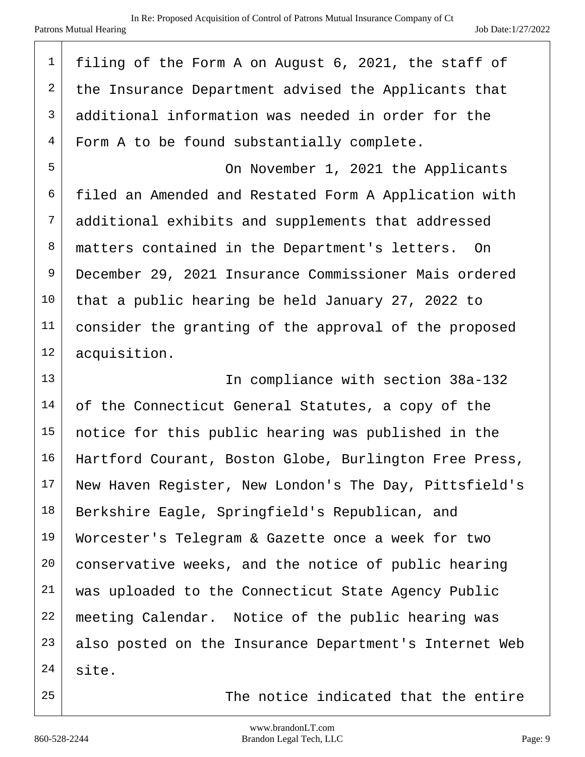filing of the Form A on August 6, 2021, the staff of the Insurance Department advised the Applicants that additional information was needed in order for the Form A to be found substantially complete.

On November 1, 2021 the Applicants filed an Amended and Restated Form A Application with additional exhibits and supplements that addressed matters contained in the Department's letters. On December 29, 2021 Insurance Commissioner Mais ordered that a public hearing be held January 27, 2022 to consider the granting of the approval of the proposed acquisition.

In compliance with section 38a-132 of the Connecticut General Statutes, a copy of the notice for this public hearing was published in the Hartford Courant, Boston Globe, Burlington Free Press, New Haven Register, New London's The Day, Pittsfield's Berkshire Eagle, Springfield's Republican, and Worcester's Telegram & Gazette once a week for two conservative weeks, and the notice of public hearing was uploaded to the Connecticut State Agency Public meeting Calendar. Notice of the public hearing was also posted on the Insurance Department's Internet Web site.

The notice indicated that the entire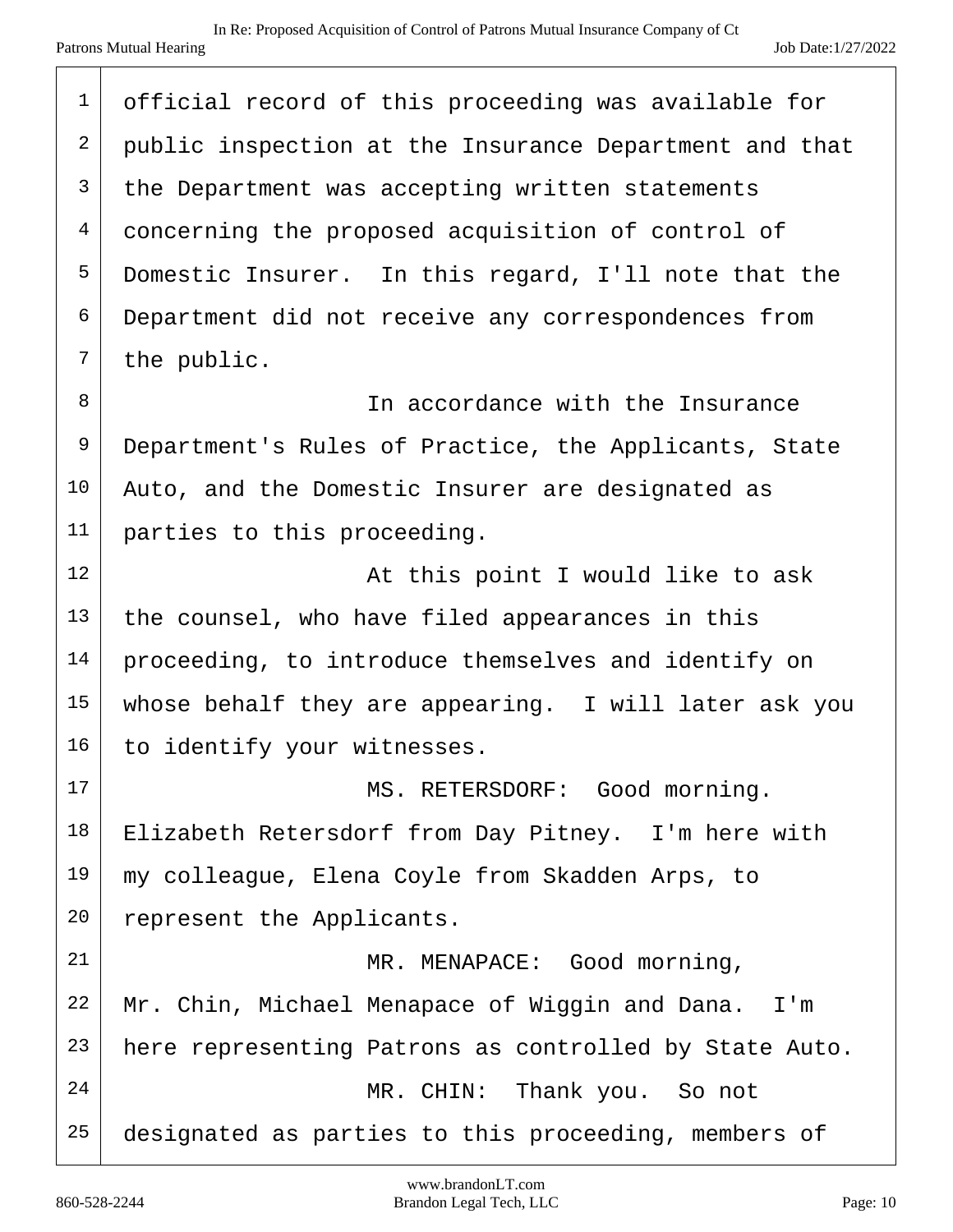official record of this proceeding was available for public inspection at the Insurance Department and that the Department was accepting written statements concerning the proposed acquisition of control of Domestic Insurer. In this regard, I'll note that the Department did not receive any correspondences from the public.

In accordance with the Insurance Department's Rules of Practice, the Applicants, State Auto, and the Domestic Insurer are designated as parties to this proceeding.

At this point I would like to ask the counsel, who have filed appearances in this proceeding, to introduce themselves and identify on whose behalf they are appearing. I will later ask you to identify your witnesses.

MS. RETERSDORF: Good morning. Elizabeth Retersdorf from Day Pitney. I'm here with my colleague, Elena Coyle from Skadden Arps, to represent the Applicants.

MR. MENAPACE: Good morning, Mr. Chin, Michael Menapace of Wiggin and Dana. I'm here representing Patrons as controlled by State Auto.

MR. CHIN: Thank you. So not designated as parties to this proceeding, members of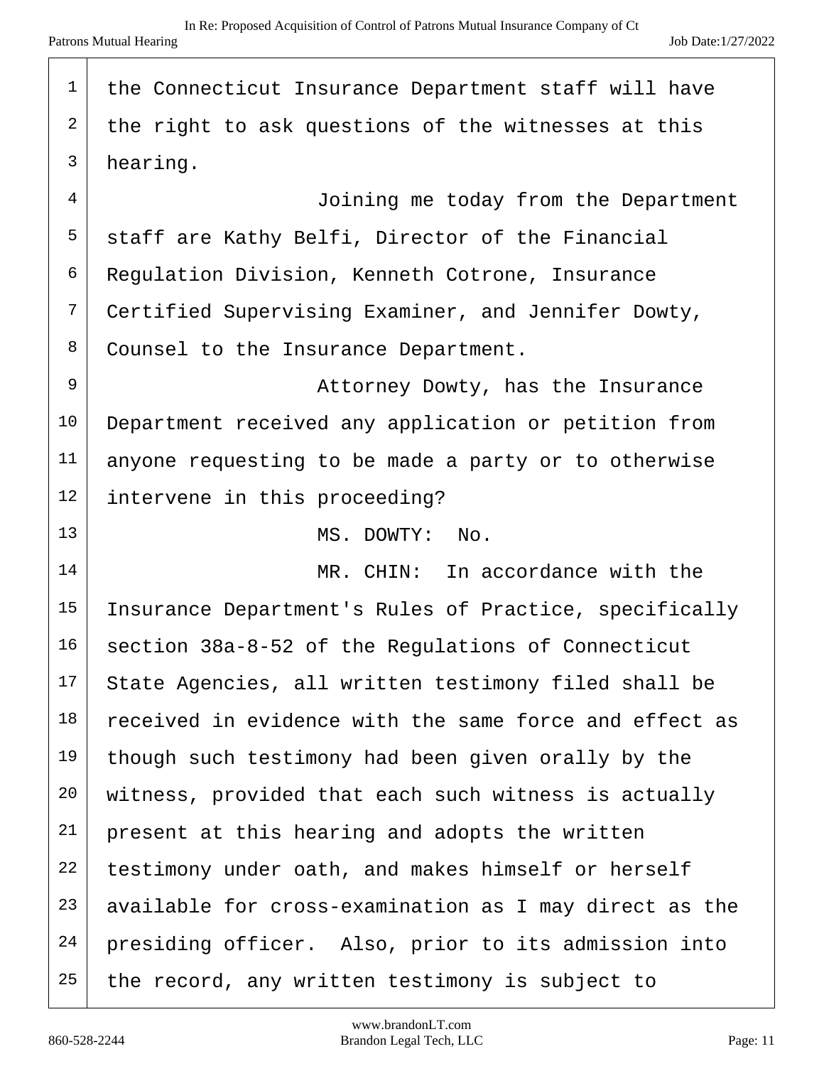the Connecticut Insurance Department staff will have the right to ask questions of the witnesses at this hearing.

Joining me today from the Department staff are Kathy Belfi, Director of the Financial Regulation Division, Kenneth Cotrone, Insurance Certified Supervising Examiner, and Jennifer Dowty, Counsel to the Insurance Department.

Attorney Dowty, has the Insurance Department received any application or petition from anyone requesting to be made a party or to otherwise intervene in this proceeding?

MS. DOWTY: No.

MR. CHIN: In accordance with the Insurance Department's Rules of Practice, specifically section 38a-8-52 of the Regulations of Connecticut State Agencies, all written testimony filed shall be received in evidence with the same force and effect as though such testimony had been given orally by the witness, provided that each such witness is actually present at this hearing and adopts the written testimony under oath, and makes himself or herself available for cross-examination as I may direct as the presiding officer. Also, prior to its admission into the record, any written testimony is subject to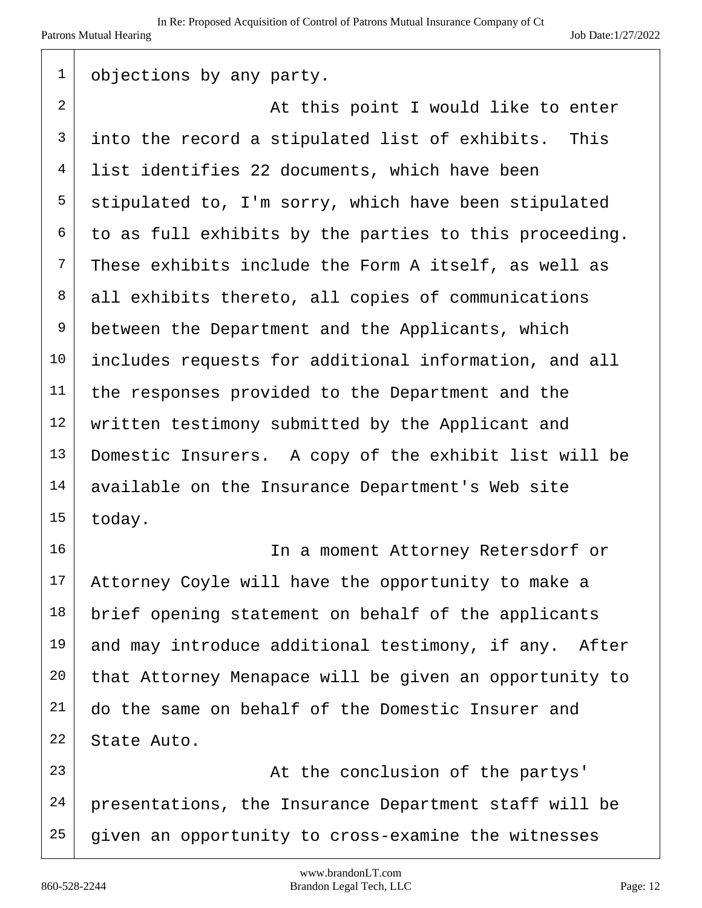objections by any party.

At this point I would like to enter into the record a stipulated list of exhibits. This list identifies 22 documents, which have been stipulated to, I'm sorry, which have been stipulated to as full exhibits by the parties to this proceeding. These exhibits include the Form A itself, as well as all exhibits thereto, all copies of communications between the Department and the Applicants, which includes requests for additional information, and all the responses provided to the Department and the written testimony submitted by the Applicant and Domestic Insurers. A copy of the exhibit list will be available on the Insurance Department's Web site today.

In a moment Attorney Retersdorf or Attorney Coyle will have the opportunity to make a brief opening statement on behalf of the applicants and may introduce additional testimony, if any. After that Attorney Menapace will be given an opportunity to do the same on behalf of the Domestic Insurer and State Auto.

At the conclusion of the partys' presentations, the Insurance Department staff will be given an opportunity to cross-examine the witnesses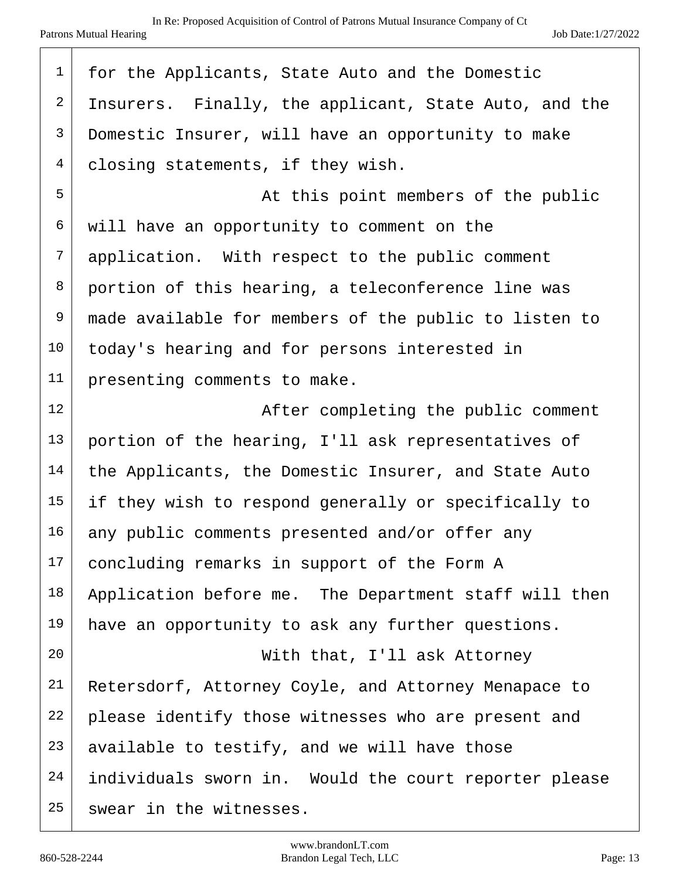for the Applicants, State Auto and the Domestic Insurers. Finally, the applicant, State Auto, and the Domestic Insurer, will have an opportunity to make closing statements, if they wish.

At this point members of the public will have an opportunity to comment on the application. With respect to the public comment portion of this hearing, a teleconference line was made available for members of the public to listen to today's hearing and for persons interested in presenting comments to make.

After completing the public comment portion of the hearing, I'll ask representatives of the Applicants, the Domestic Insurer, and State Auto if they wish to respond generally or specifically to any public comments presented and/or offer any concluding remarks in support of the Form A Application before me. The Department staff will then have an opportunity to ask any further questions.

With that, I'll ask Attorney Retersdorf, Attorney Coyle, and Attorney Menapace to please identify those witnesses who are present and available to testify, and we will have those individuals sworn in. Would the court reporter please swear in the witnesses.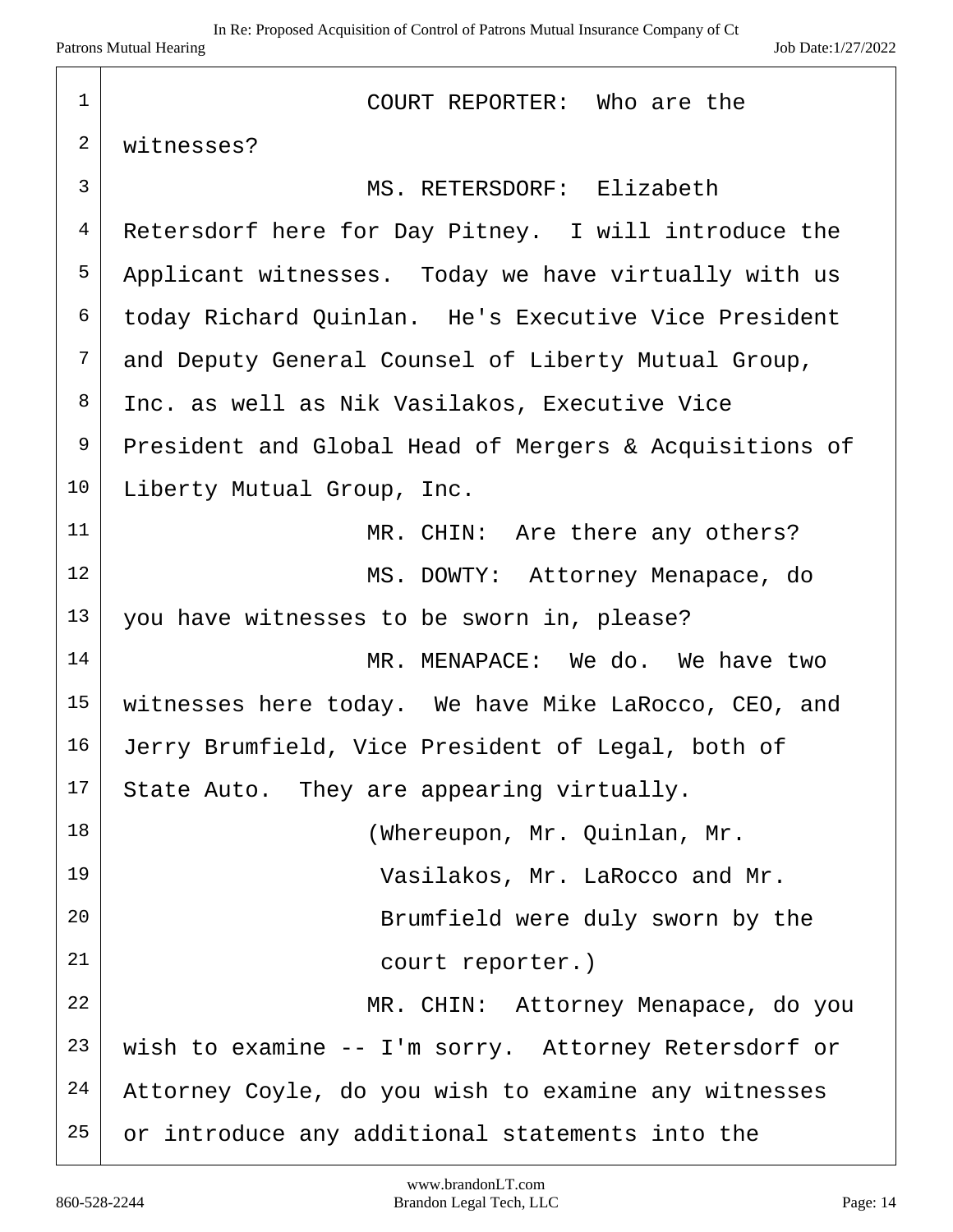COURT REPORTER: Who are the witnesses?

MS. RETERSDORF: Elizabeth Retersdorf here for Day Pitney. I will introduce the Applicant witnesses. Today we have virtually with us today Richard Quinlan. He's Executive Vice President and Deputy General Counsel of Liberty Mutual Group, Inc. as well as Nik Vasilakos, Executive Vice President and Global Head of Mergers & Acquisitions of Liberty Mutual Group, Inc.

MR. CHIN: Are there any others?

MS. DOWTY: Attorney Menapace, do you have witnesses to be sworn in, please?

MR. MENAPACE: We do. We have two witnesses here today. We have Mike LaRocco, CEO, and Jerry Brumfield, Vice President of Legal, both of State Auto. They are appearing virtually.

(Whereupon, Mr. Quinlan, Mr. Vasilakos, Mr. LaRocco and Mr. Brumfield were duly sworn by the court reporter.)

MR. CHIN: Attorney Menapace, do you wish to examine -- I'm sorry. Attorney Retersdorf or Attorney Coyle, do you wish to examine any witnesses or introduce any additional statements into the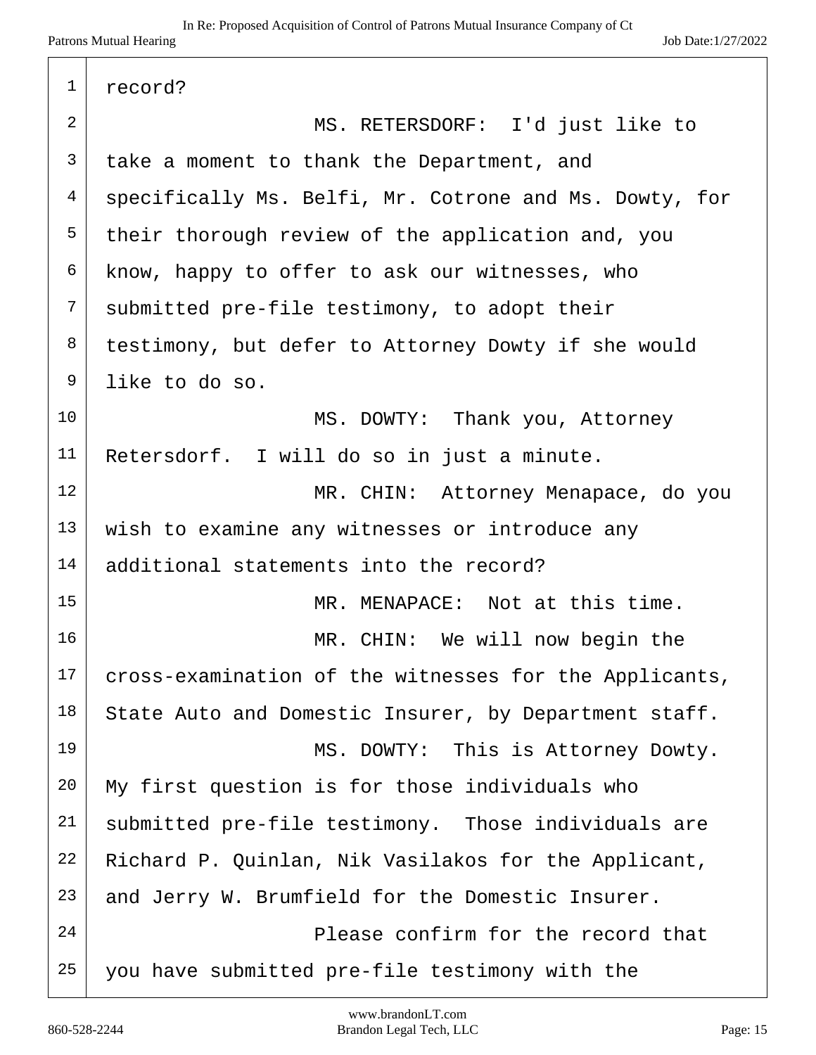record?

MS. RETERSDORF: I'd just like to take a moment to thank the Department, and specifically Ms. Belfi, Mr. Cotrone and Ms. Dowty, for their thorough review of the application and, you know, happy to offer to ask our witnesses, who submitted pre-file testimony, to adopt their testimony, but defer to Attorney Dowty if she would like to do so.

MS. DOWTY: Thank you, Attorney Retersdorf. I will do so in just a minute.

MR. CHIN: Attorney Menapace, do you wish to examine any witnesses or introduce any additional statements into the record?

MR. MENAPACE: Not at this time.

MR. CHIN: We will now begin the cross-examination of the witnesses for the Applicants, State Auto and Domestic Insurer, by Department staff.

MS. DOWTY: This is Attorney Dowty. My first question is for those individuals who submitted pre-file testimony. Those individuals are Richard P. Quinlan, Nik Vasilakos for the Applicant, and Jerry W. Brumfield for the Domestic Insurer.

Please confirm for the record that you have submitted pre-file testimony with the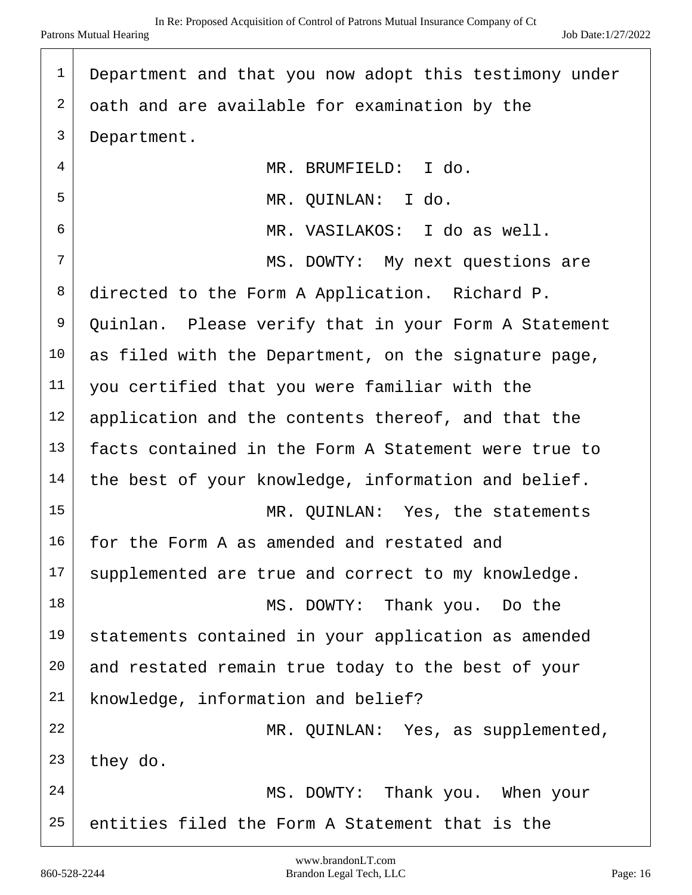Department and that you now adopt this testimony under oath and are available for examination by the Department.

MR. BRUMFIELD: I do.

MR. QUINLAN: I do.

MR. VASILAKOS: I do as well.

MS. DOWTY: My next questions are directed to the Form A Application. Richard P. Quinlan. Please verify that in your Form A Statement as filed with the Department, on the signature page, you certified that you were familiar with the application and the contents thereof, and that the facts contained in the Form A Statement were true to the best of your knowledge, information and belief.

MR. QUINLAN: Yes, the statements for the Form A as amended and restated and supplemented are true and correct to my knowledge.

MS. DOWTY: Thank you. Do the statements contained in your application as amended and restated remain true today to the best of your knowledge, information and belief?

MR. QUINLAN: Yes, as supplemented, they do.

MS. DOWTY: Thank you. When your entities filed the Form A Statement that is the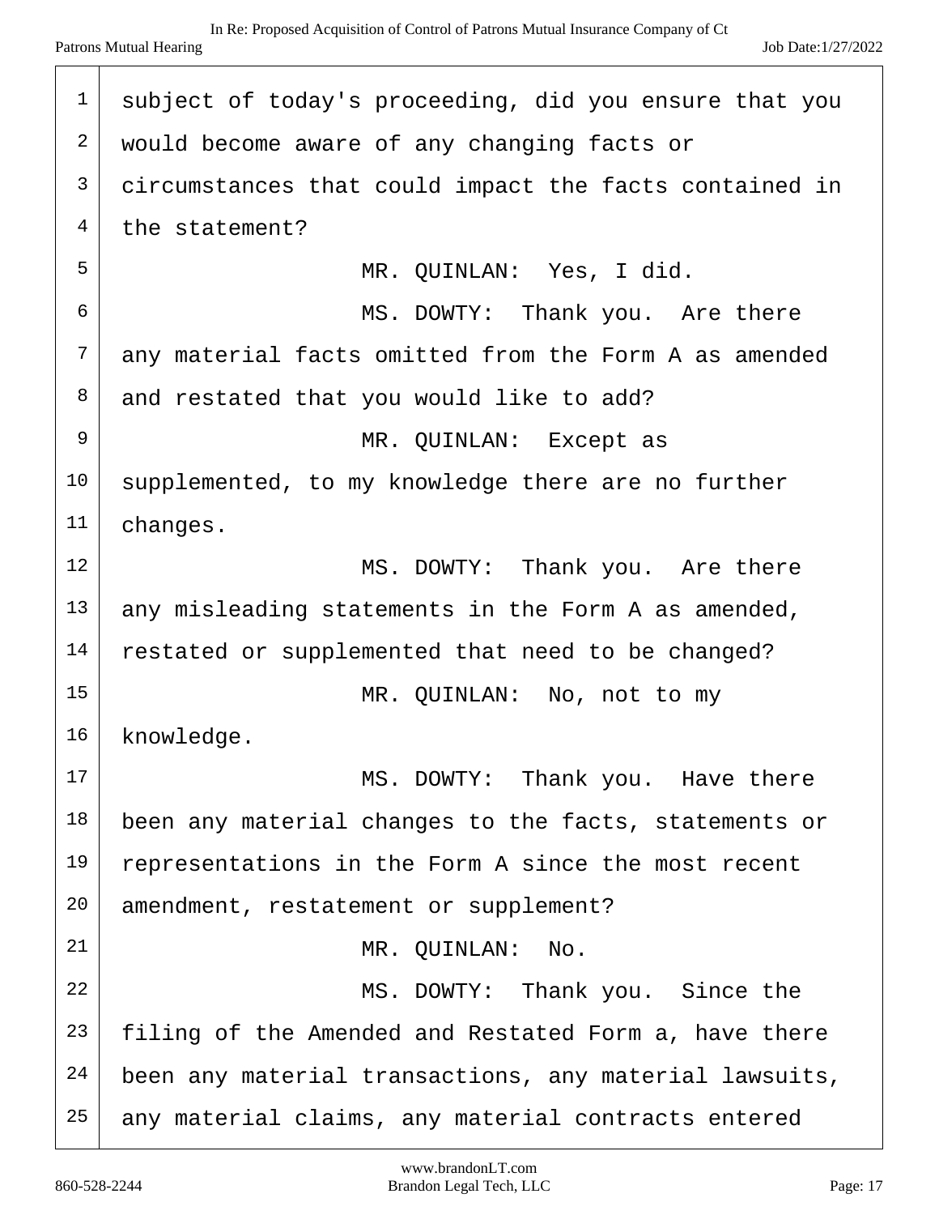subject of today's proceeding, did you ensure that you would become aware of any changing facts or circumstances that could impact the facts contained in the statement?

MR. QUINLAN: Yes, I did.

MS. DOWTY: Thank you. Are there any material facts omitted from the Form A as amended and restated that you would like to add?

MR. QUINLAN: Except as supplemented, to my knowledge there are no further changes.

MS. DOWTY: Thank you. Are there any misleading statements in the Form A as amended, restated or supplemented that need to be changed?

MR. QUINLAN: No, not to my knowledge.

MS. DOWTY: Thank you. Have there been any material changes to the facts, statements or representations in the Form A since the most recent amendment, restatement or supplement?

MR. QUINLAN: No.

MS. DOWTY: Thank you. Since the filing of the Amended and Restated Form a, have there been any material transactions, any material lawsuits, any material claims, any material contracts entered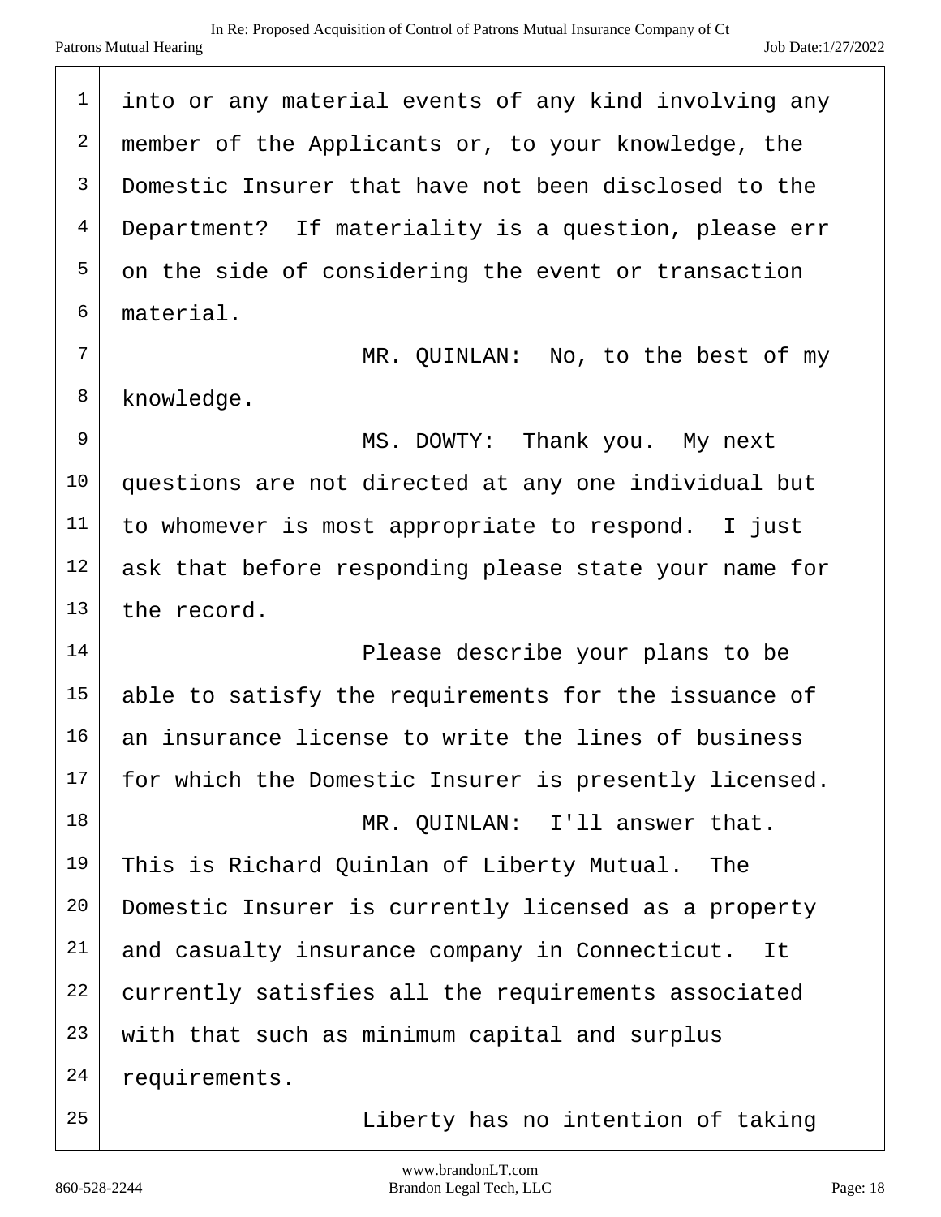into or any material events of any kind involving any member of the Applicants or, to your knowledge, the Domestic Insurer that have not been disclosed to the Department? If materiality is a question, please err on the side of considering the event or transaction material.

MR. QUINLAN: No, to the best of my knowledge.

MS. DOWTY: Thank you. My next questions are not directed at any one individual but to whomever is most appropriate to respond. I just ask that before responding please state your name for the record.

Please describe your plans to be able to satisfy the requirements for the issuance of an insurance license to write the lines of business for which the Domestic Insurer is presently licensed.

MR. QUINLAN: I'll answer that. This is Richard Quinlan of Liberty Mutual. The Domestic Insurer is currently licensed as a property and casualty insurance company in Connecticut. It currently satisfies all the requirements associated with that such as minimum capital and surplus requirements.

Liberty has no intention of taking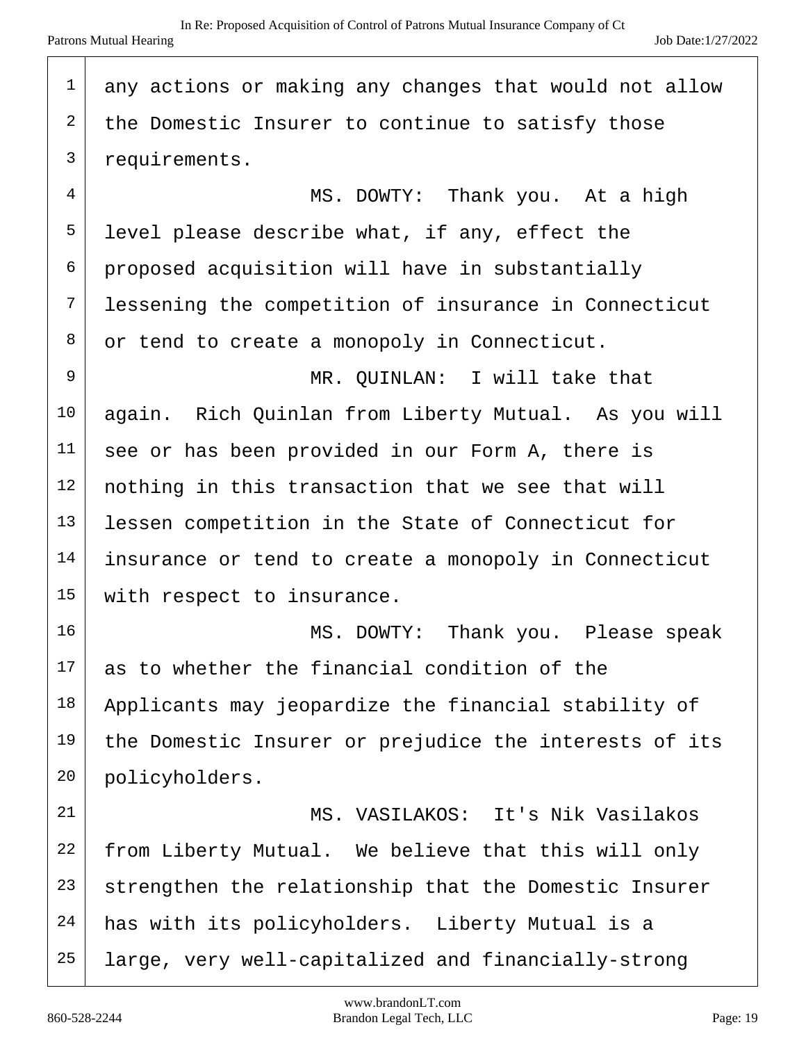any actions or making any changes that would not allow the Domestic Insurer to continue to satisfy those requirements.

MS. DOWTY: Thank you. At a high level please describe what, if any, effect the proposed acquisition will have in substantially lessening the competition of insurance in Connecticut or tend to create a monopoly in Connecticut.

MR. QUINLAN: I will take that again. Rich Quinlan from Liberty Mutual. As you will see or has been provided in our Form A, there is nothing in this transaction that we see that will lessen competition in the State of Connecticut for insurance or tend to create a monopoly in Connecticut with respect to insurance.

MS. DOWTY: Thank you. Please speak as to whether the financial condition of the Applicants may jeopardize the financial stability of the Domestic Insurer or prejudice the interests of its policyholders.

MS. VASILAKOS: It's Nik Vasilakos from Liberty Mutual. We believe that this will only strengthen the relationship that the Domestic Insurer has with its policyholders. Liberty Mutual is a large, very well-capitalized and financially-strong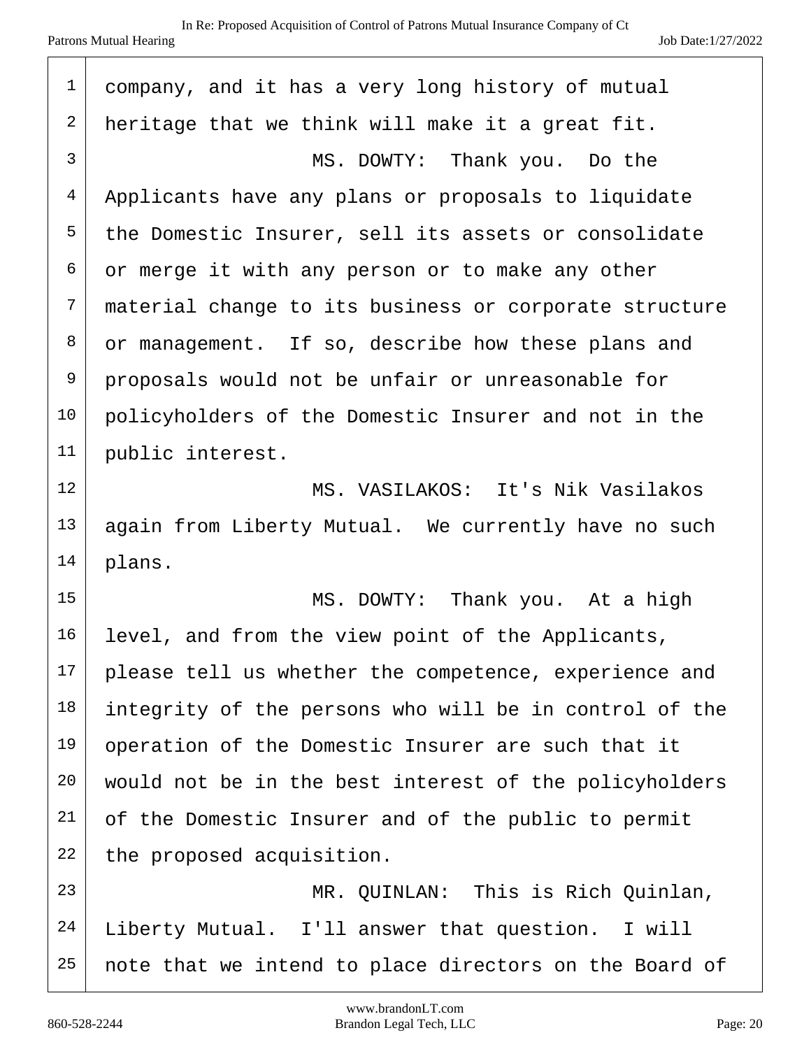company, and it has a very long history of mutual heritage that we think will make it a great fit.

MS. DOWTY: Thank you. Do the Applicants have any plans or proposals to liquidate the Domestic Insurer, sell its assets or consolidate or merge it with any person or to make any other material change to its business or corporate structure or management. If so, describe how these plans and proposals would not be unfair or unreasonable for policyholders of the Domestic Insurer and not in the public interest.

MS. VASILAKOS: It's Nik Vasilakos again from Liberty Mutual. We currently have no such plans.

MS. DOWTY: Thank you. At a high level, and from the view point of the Applicants, please tell us whether the competence, experience and integrity of the persons who will be in control of the operation of the Domestic Insurer are such that it would not be in the best interest of the policyholders of the Domestic Insurer and of the public to permit the proposed acquisition.

MR. QUINLAN: This is Rich Quinlan, Liberty Mutual. I'll answer that question. I will note that we intend to place directors on the Board of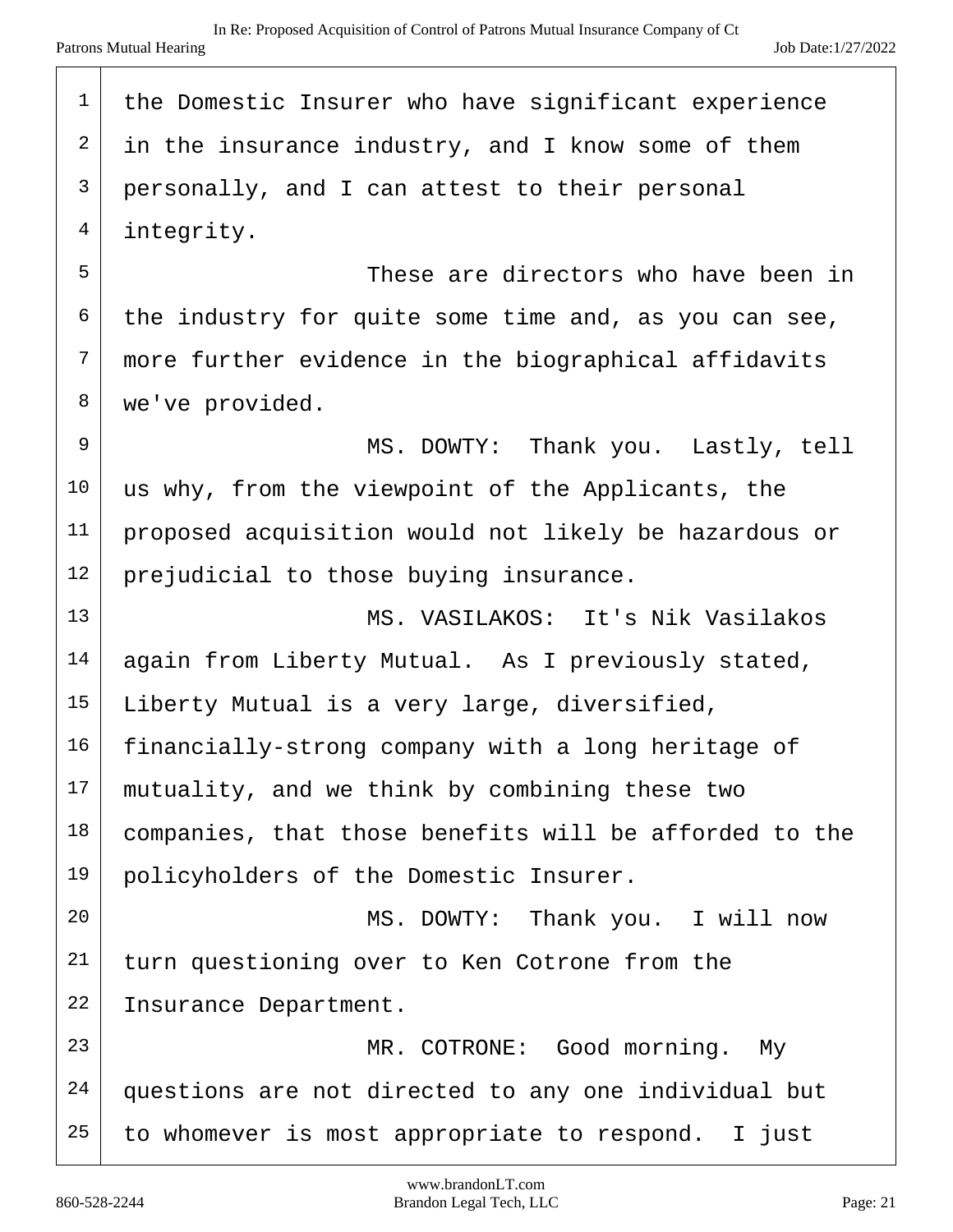the Domestic Insurer who have significant experience in the insurance industry, and I know some of them personally, and I can attest to their personal integrity.

These are directors who have been in the industry for quite some time and, as you can see, more further evidence in the biographical affidavits we've provided.

MS. DOWTY: Thank you. Lastly, tell us why, from the viewpoint of the Applicants, the proposed acquisition would not likely be hazardous or prejudicial to those buying insurance.

MS. VASILAKOS: It's Nik Vasilakos again from Liberty Mutual. As I previously stated, Liberty Mutual is a very large, diversified, financially-strong company with a long heritage of mutuality, and we think by combining these two companies, that those benefits will be afforded to the policyholders of the Domestic Insurer.

MS. DOWTY: Thank you. I will now turn questioning over to Ken Cotrone from the Insurance Department.

MR. COTRONE: Good morning. My questions are not directed to any one individual but to whomever is most appropriate to respond. I just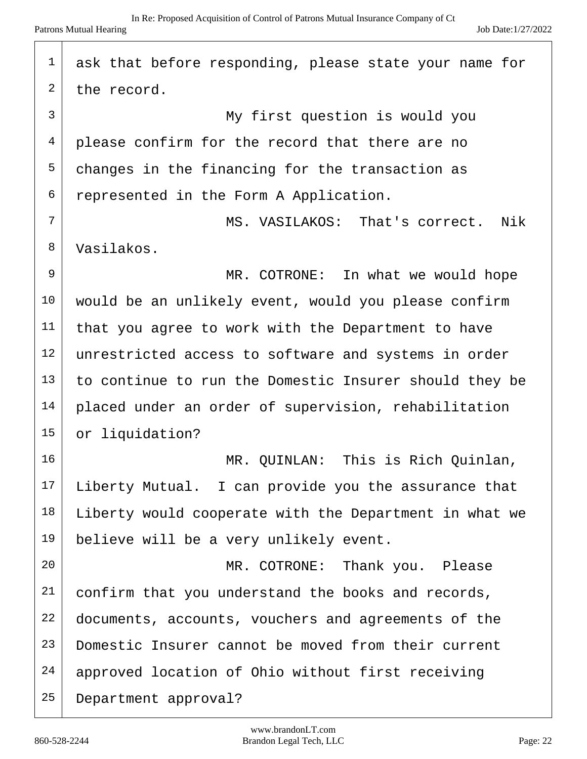ask that before responding, please state your name for the record.

My first question is would you please confirm for the record that there are no changes in the financing for the transaction as represented in the Form A Application.

MS. VASILAKOS: That's correct. Nik Vasilakos.

MR. COTRONE: In what we would hope would be an unlikely event, would you please confirm that you agree to work with the Department to have unrestricted access to software and systems in order to continue to run the Domestic Insurer should they be placed under an order of supervision, rehabilitation or liquidation?

MR. QUINLAN: This is Rich Quinlan, Liberty Mutual. I can provide you the assurance that Liberty would cooperate with the Department in what we believe will be a very unlikely event.

MR. COTRONE: Thank you. Please confirm that you understand the books and records, documents, accounts, vouchers and agreements of the Domestic Insurer cannot be moved from their current approved location of Ohio without first receiving Department approval?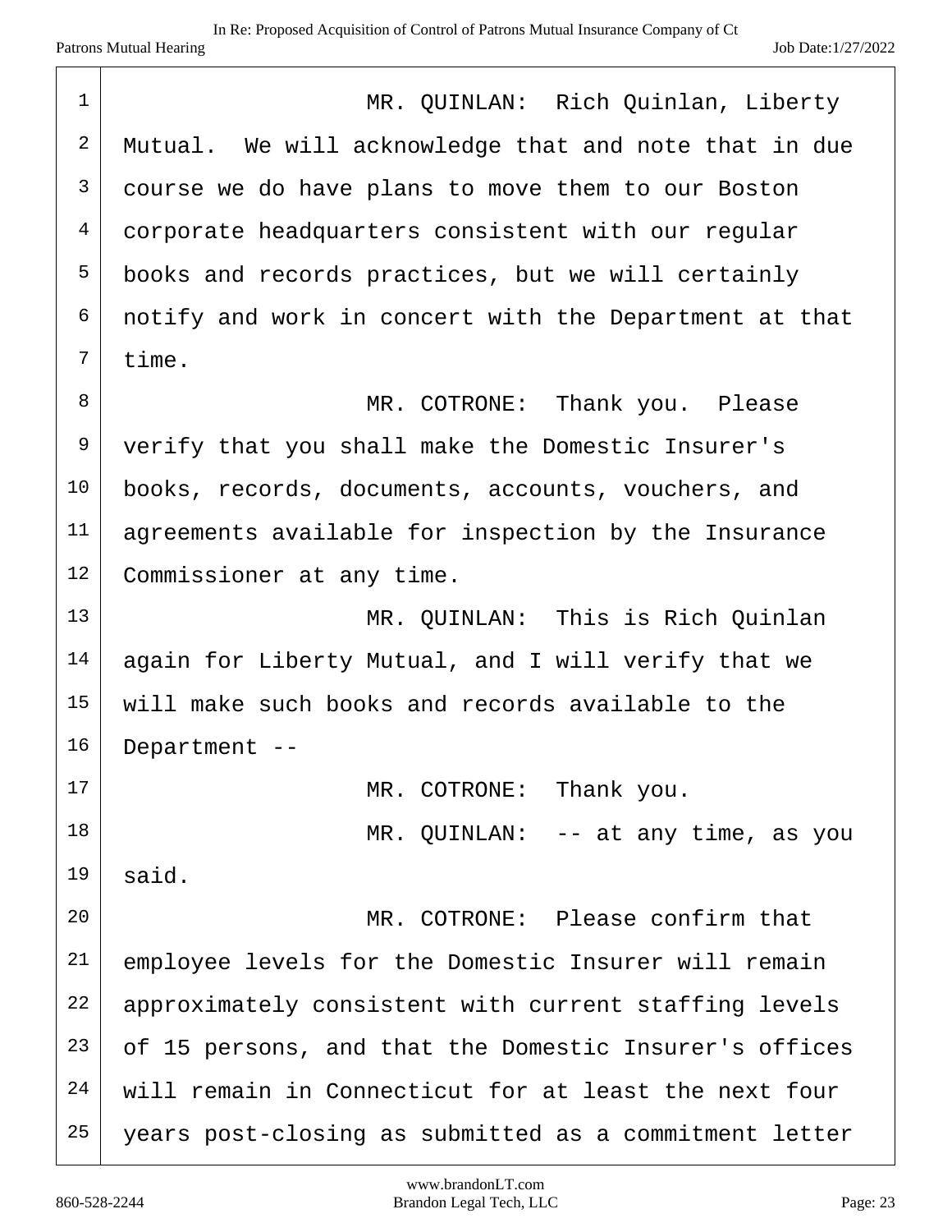MR. QUINLAN: Rich Quinlan, Liberty Mutual. We will acknowledge that and note that in due course we do have plans to move them to our Boston corporate headquarters consistent with our regular books and records practices, but we will certainly notify and work in concert with the Department at that time.

MR. COTRONE: Thank you. Please verify that you shall make the Domestic Insurer's books, records, documents, accounts, vouchers, and agreements available for inspection by the Insurance Commissioner at any time.

MR. QUINLAN: This is Rich Quinlan again for Liberty Mutual, and I will verify that we will make such books and records available to the Department --

MR. COTRONE: Thank you.

MR. QUINLAN: -- at any time, as you said.

MR. COTRONE: Please confirm that employee levels for the Domestic Insurer will remain approximately consistent with current staffing levels of 15 persons, and that the Domestic Insurer's offices will remain in Connecticut for at least the next four years post-closing as submitted as a commitment letter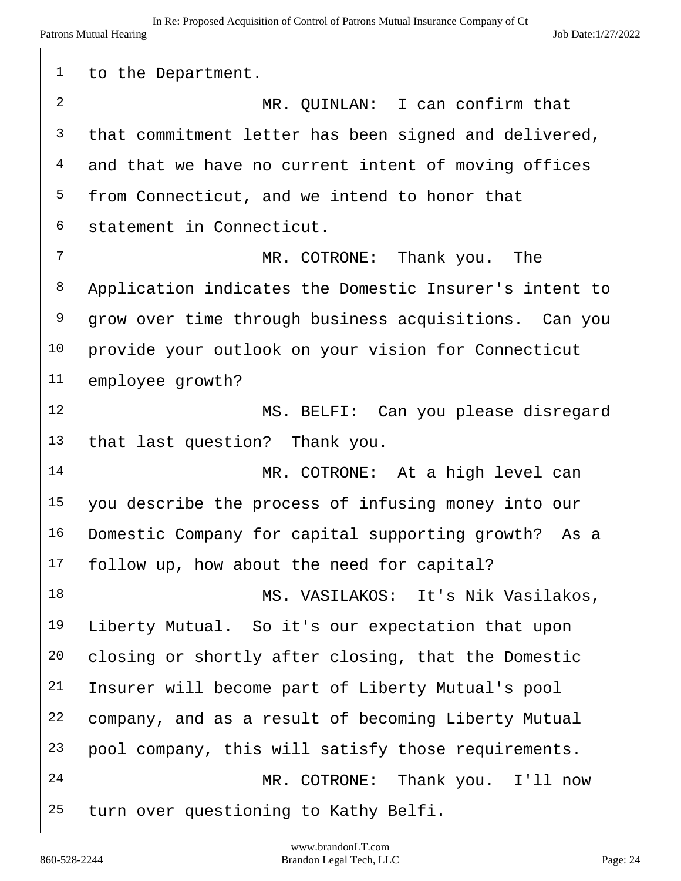to the Department.

MR. QUINLAN: I can confirm that that commitment letter has been signed and delivered, and that we have no current intent of moving offices from Connecticut, and we intend to honor that statement in Connecticut.

MR. COTRONE: Thank you. The Application indicates the Domestic Insurer's intent to grow over time through business acquisitions. Can you provide your outlook on your vision for Connecticut employee growth?

MS. BELFI: Can you please disregard that last question? Thank you.

MR. COTRONE: At a high level can you describe the process of infusing money into our Domestic Company for capital supporting growth? As a follow up, how about the need for capital?

MS. VASILAKOS: It's Nik Vasilakos, Liberty Mutual. So it's our expectation that upon closing or shortly after closing, that the Domestic Insurer will become part of Liberty Mutual's pool company, and as a result of becoming Liberty Mutual pool company, this will satisfy those requirements.

MR. COTRONE: Thank you. I'll now turn over questioning to Kathy Belfi.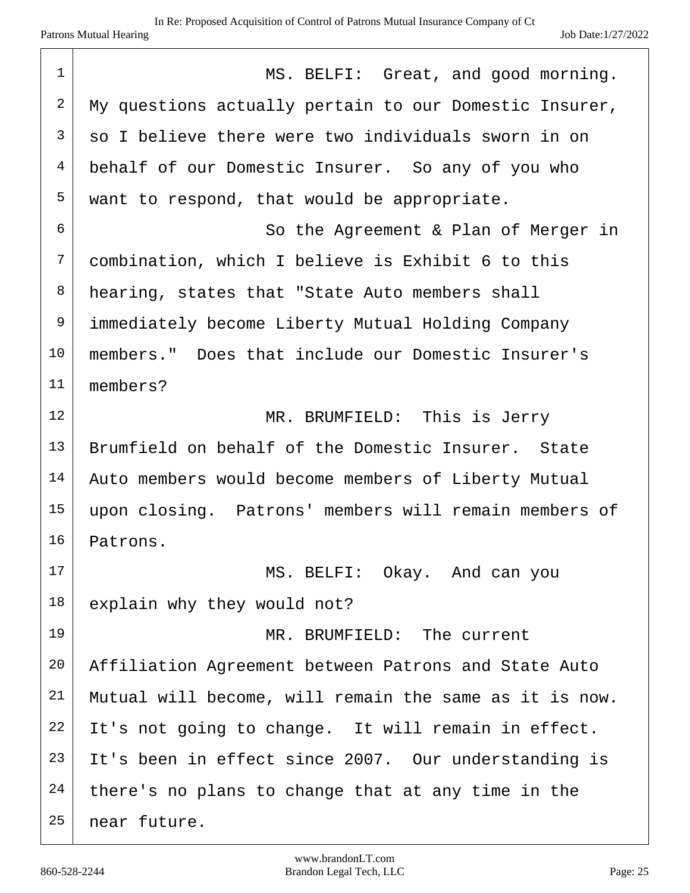MS. BELFI: Great, and good morning. My questions actually pertain to our Domestic Insurer, so I believe there were two individuals sworn in on behalf of our Domestic Insurer. So any of you who want to respond, that would be appropriate.

So the Agreement & Plan of Merger in combination, which I believe is Exhibit 6 to this hearing, states that "State Auto members shall immediately become Liberty Mutual Holding Company members." Does that include our Domestic Insurer's members?

MR. BRUMFIELD: This is Jerry Brumfield on behalf of the Domestic Insurer. State Auto members would become members of Liberty Mutual upon closing. Patrons' members will remain members of Patrons.

MS. BELFI: Okay. And can you explain why they would not?

MR. BRUMFIELD: The current Affiliation Agreement between Patrons and State Auto Mutual will become, will remain the same as it is now. It's not going to change. It will remain in effect. It's been in effect since 2007. Our understanding is there's no plans to change that at any time in the near future.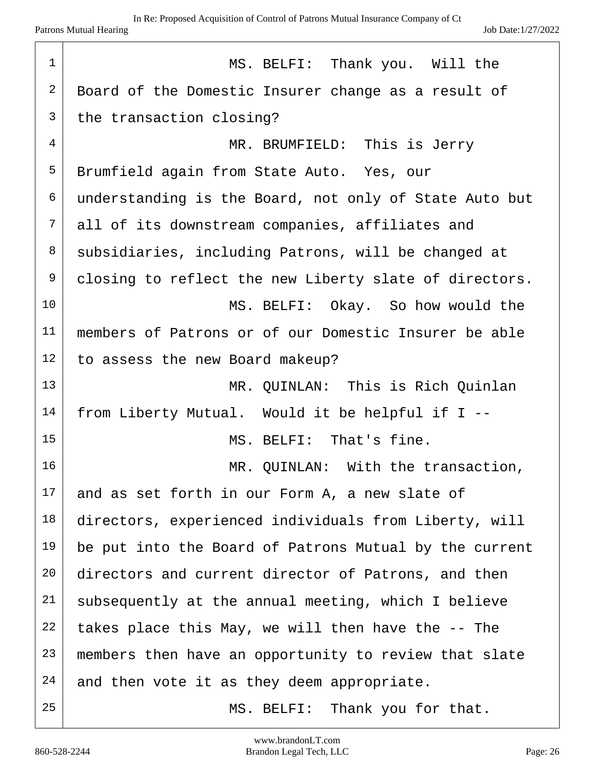MS. BELFI: Thank you. Will the Board of the Domestic Insurer change as a result of the transaction closing?

MR. BRUMFIELD: This is Jerry Brumfield again from State Auto. Yes, our understanding is the Board, not only of State Auto but all of its downstream companies, affiliates and subsidiaries, including Patrons, will be changed at closing to reflect the new Liberty slate of directors.

MS. BELFI: Okay. So how would the members of Patrons or of our Domestic Insurer be able to assess the new Board makeup?

MR. QUINLAN: This is Rich Quinlan from Liberty Mutual. Would it be helpful if I --

MS. BELFI: That's fine.

MR. QUINLAN: With the transaction, and as set forth in our Form A, a new slate of directors, experienced individuals from Liberty, will be put into the Board of Patrons Mutual by the current directors and current director of Patrons, and then subsequently at the annual meeting, which I believe takes place this May, we will then have the -- The members then have an opportunity to review that slate and then vote it as they deem appropriate.

MS. BELFI: Thank you for that.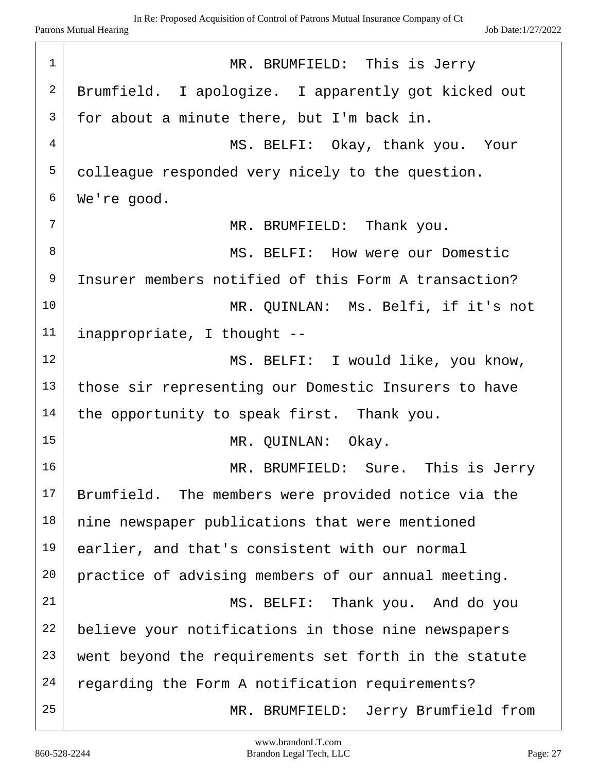MR. BRUMFIELD: This is Jerry Brumfield. I apologize. I apparently got kicked out for about a minute there, but I'm back in.

MS. BELFI: Okay, thank you. Your colleague responded very nicely to the question. We're good.

MR. BRUMFIELD: Thank you.

MS. BELFI: How were our Domestic Insurer members notified of this Form A transaction?

MR. QUINLAN: Ms. Belfi, if it's not inappropriate, I thought --

MS. BELFI: I would like, you know, those sir representing our Domestic Insurers to have the opportunity to speak first. Thank you.

MR. QUINLAN: Okay.

MR. BRUMFIELD: Sure. This is Jerry Brumfield. The members were provided notice via the nine newspaper publications that were mentioned earlier, and that's consistent with our normal practice of advising members of our annual meeting.

MS. BELFI: Thank you. And do you believe your notifications in those nine newspapers went beyond the requirements set forth in the statute regarding the Form A notification requirements?

MR. BRUMFIELD: Jerry Brumfield from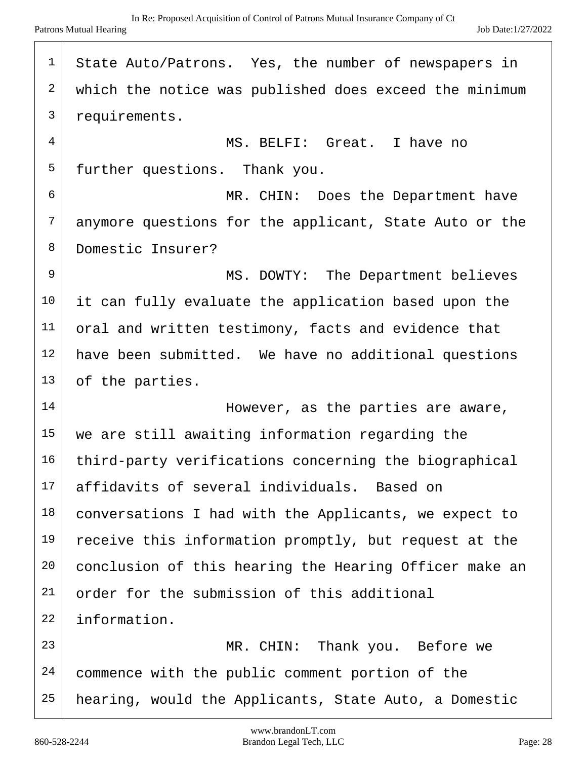State Auto/Patrons. Yes, the number of newspapers in which the notice was published does exceed the minimum requirements.

MS. BELFI: Great. I have no further questions. Thank you.

MR. CHIN: Does the Department have anymore questions for the applicant, State Auto or the Domestic Insurer?

MS. DOWTY: The Department believes it can fully evaluate the application based upon the oral and written testimony, facts and evidence that have been submitted. We have no additional questions of the parties.

However, as the parties are aware, we are still awaiting information regarding the third-party verifications concerning the biographical affidavits of several individuals. Based on conversations I had with the Applicants, we expect to receive this information promptly, but request at the conclusion of this hearing the Hearing Officer make an order for the submission of this additional information.

MR. CHIN: Thank you. Before we commence with the public comment portion of the hearing, would the Applicants, State Auto, a Domestic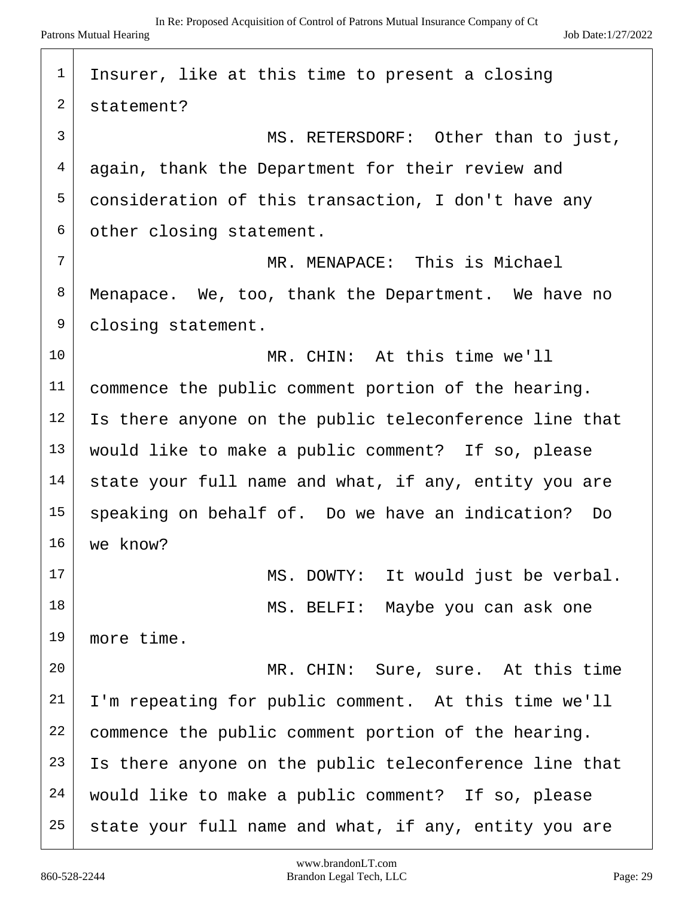Insurer, like at this time to present a closing statement?

MS. RETERSDORF: Other than to just, again, thank the Department for their review and consideration of this transaction, I don't have any other closing statement.

MR. MENAPACE: This is Michael Menapace. We, too, thank the Department. We have no closing statement.

MR. CHIN: At this time we'll commence the public comment portion of the hearing. Is there anyone on the public teleconference line that would like to make a public comment? If so, please state your full name and what, if any, entity you are speaking on behalf of. Do we have an indication? Do we know?

MS. DOWTY: It would just be verbal.

MS. BELFI: Maybe you can ask one more time.

MR. CHIN: Sure, sure. At this time I'm repeating for public comment. At this time we'll commence the public comment portion of the hearing. Is there anyone on the public teleconference line that would like to make a public comment? If so, please state your full name and what, if any, entity you are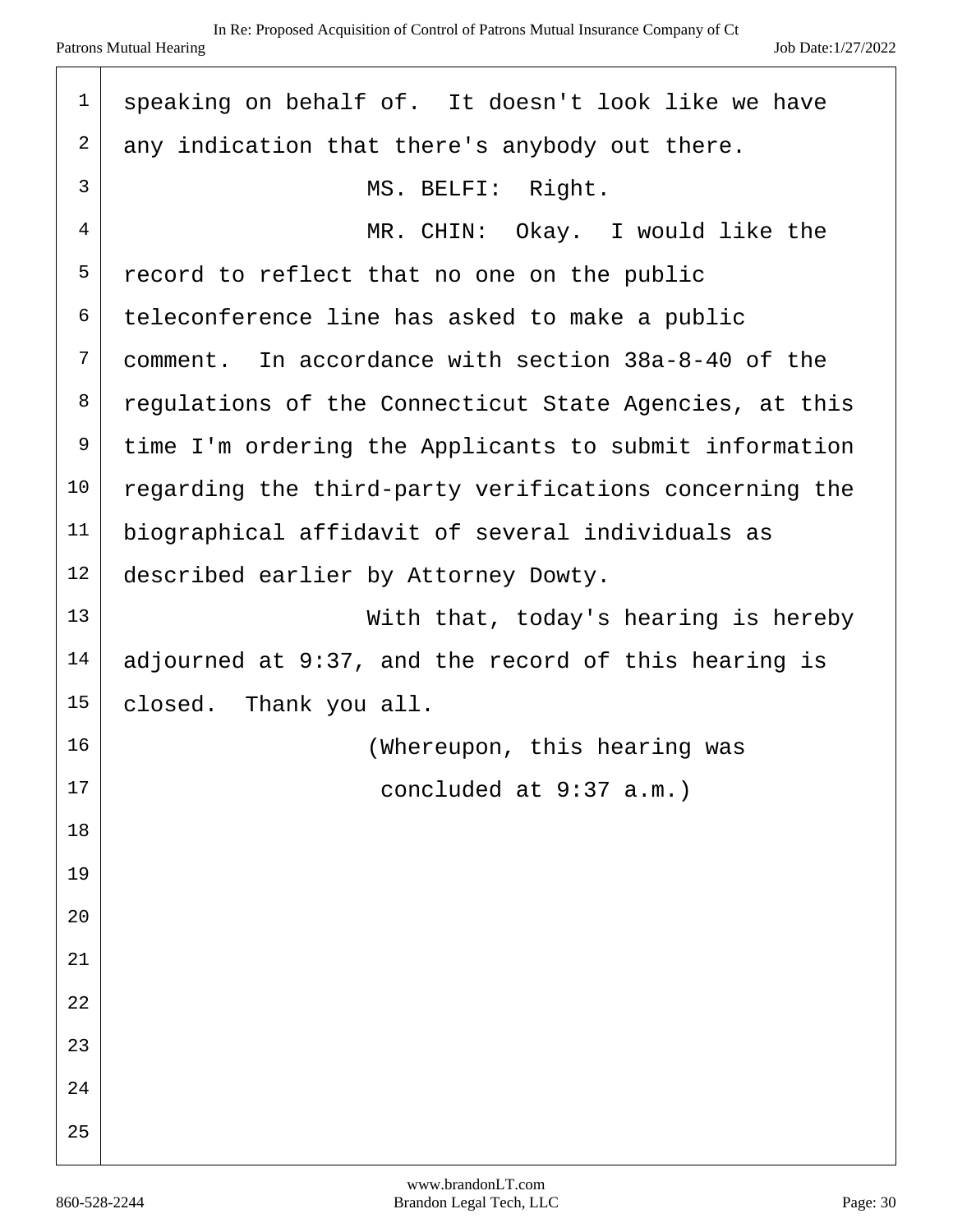speaking on behalf of. It doesn't look like we have any indication that there's anybody out there.

MS. BELFI: Right.

MR. CHIN: Okay. I would like the record to reflect that no one on the public teleconference line has asked to make a public comment. In accordance with section 38a-8-40 of the regulations of the Connecticut State Agencies, at this time I'm ordering the Applicants to submit information regarding the third-party verifications concerning the biographical affidavit of several individuals as described earlier by Attorney Dowty.

With that, today's hearing is hereby adjourned at 9:37, and the record of this hearing is closed. Thank you all.

(Whereupon, this hearing was concluded at 9:37 a.m.)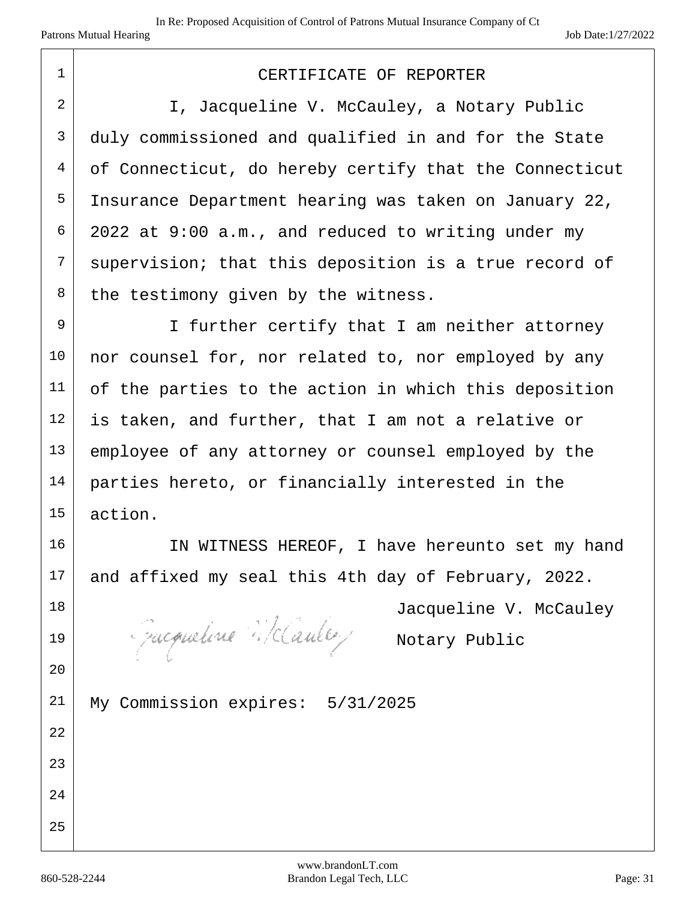# CERTIFICATE OF REPORTER

I, Jacqueline V. McCauley, a Notary Public duly commissioned and qualified in and for the State of Connecticut, do hereby certify that the Connecticut Insurance Department hearing was taken on January 22, 2022 at 9:00 a.m., and reduced to writing under my supervision; that this deposition is a true record of the testimony given by the witness.

I further certify that I am neither attorney nor counsel for, nor related to, nor employed by any of the parties to the action in which this deposition is taken, and further, that I am not a relative or employee of any attorney or counsel employed by the parties hereto, or financially interested in the action.

IN WITNESS HEREOF, I have hereunto set my hand and affixed my seal this 4th day of February, 2022.

Jacqueline V. McCauley
Notary Public

My Commission expires: 5/31/2025